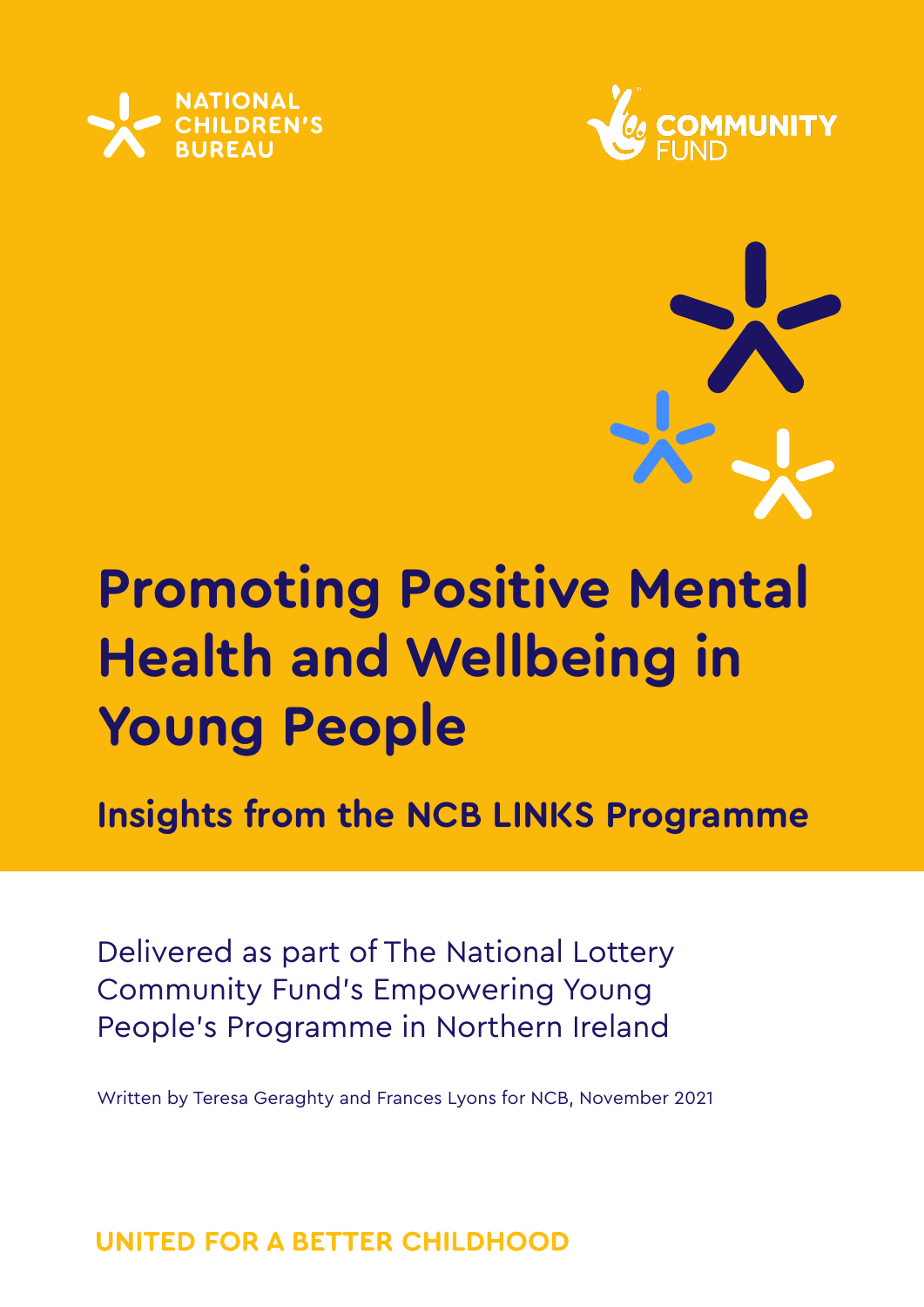NATIONAL CHILDREN'S BUREAU

COMMUNITY FUND

# Promoting Positive Mental Health and Wellbeing in Young People

## Insights from the NCB LINKS Programme

Delivered as part of The National Lottery Community Fund's Empowering Young People's Programme in Northern Ireland

Written by Teresa Geraghty and Frances Lyons for NCB, November 2021

UNITED FOR A BETTER CHILDHOOD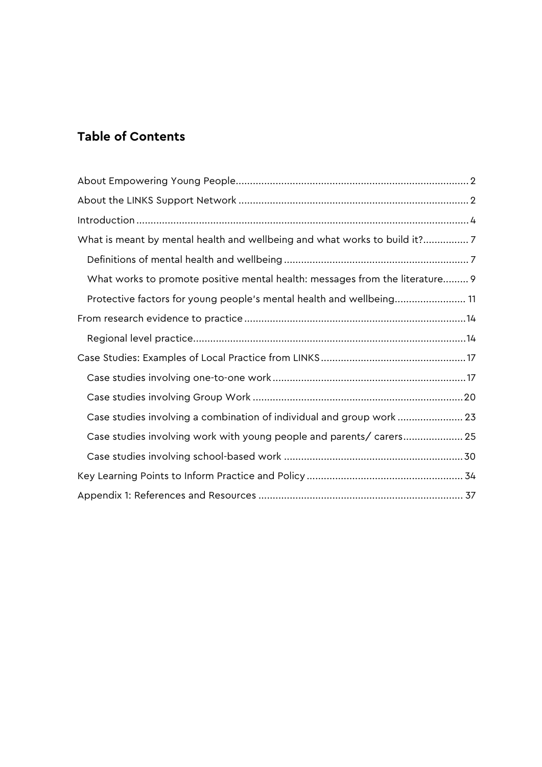## Table of Contents

- About Empowering Young People ........ 2
- About the LINKS Support Network ........ 2
- Introduction ........ 4
- What is meant by mental health and wellbeing and what works to build it? ........ 7
  - Definitions of mental health and wellbeing ........ 7
  - What works to promote positive mental health: messages from the literature ........ 9
  - Protective factors for young people's mental health and wellbeing ........ 11
- From research evidence to practice ........ 14
  - Regional level practice ........ 14
- Case Studies: Examples of Local Practice from LINKS ........ 17
  - Case studies involving one-to-one work ........ 17
  - Case studies involving Group Work ........ 20
  - Case studies involving a combination of individual and group work ........ 23
  - Case studies involving work with young people and parents/ carers ........ 25
  - Case studies involving school-based work ........ 30
- Key Learning Points to Inform Practice and Policy ........ 34
- Appendix 1: References and Resources ........ 37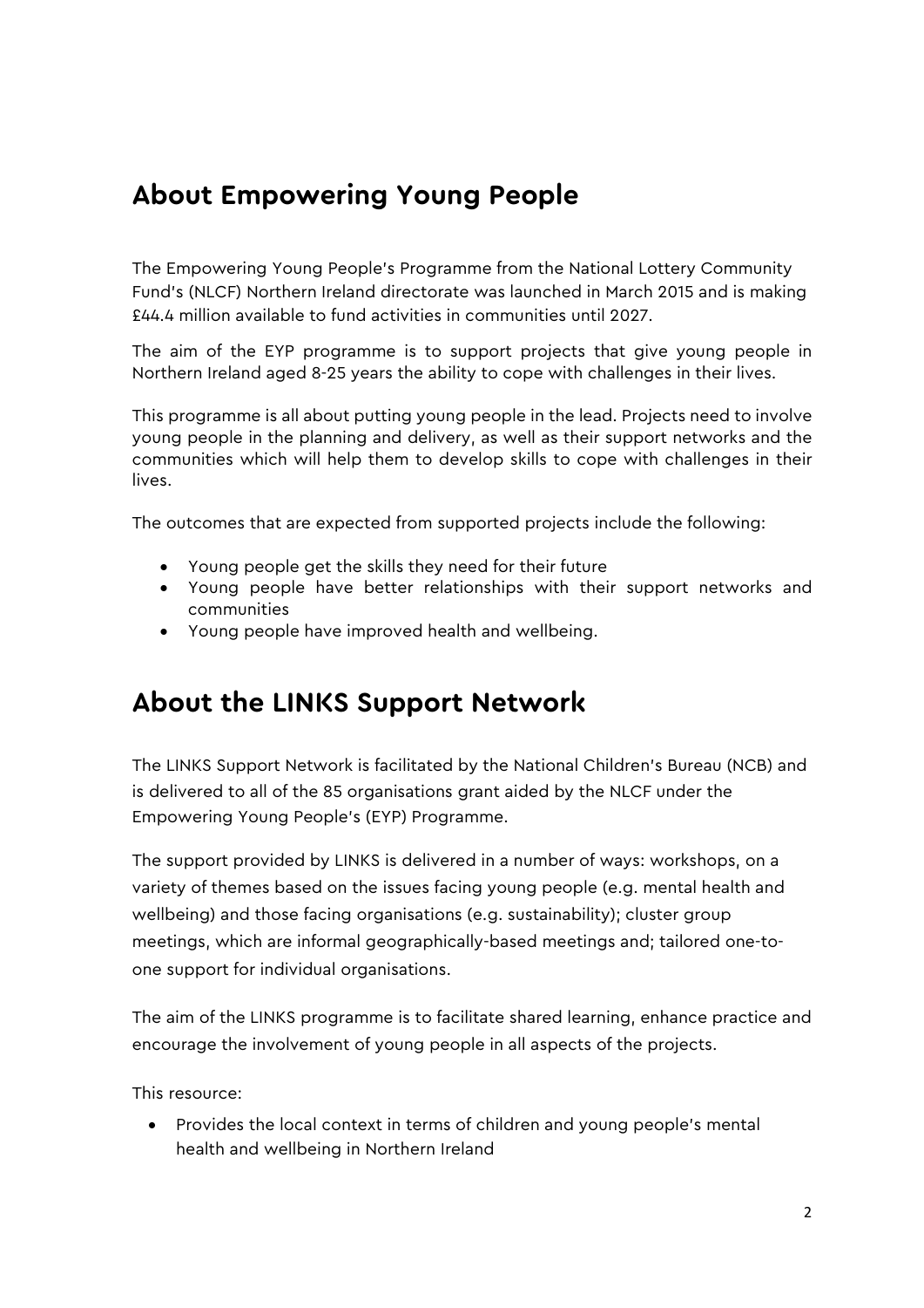## About Empowering Young People

The Empowering Young People's Programme from the National Lottery Community Fund's (NLCF) Northern Ireland directorate was launched in March 2015 and is making £44.4 million available to fund activities in communities until 2027.

The aim of the EYP programme is to support projects that give young people in Northern Ireland aged 8-25 years the ability to cope with challenges in their lives.

This programme is all about putting young people in the lead. Projects need to involve young people in the planning and delivery, as well as their support networks and the communities which will help them to develop skills to cope with challenges in their lives.

The outcomes that are expected from supported projects include the following:

- Young people get the skills they need for their future
- Young people have better relationships with their support networks and communities
- Young people have improved health and wellbeing.

## About the LINKS Support Network

The LINKS Support Network is facilitated by the National Children's Bureau (NCB) and is delivered to all of the 85 organisations grant aided by the NLCF under the Empowering Young People's (EYP) Programme.

The support provided by LINKS is delivered in a number of ways: workshops, on a variety of themes based on the issues facing young people (e.g. mental health and wellbeing) and those facing organisations (e.g. sustainability); cluster group meetings, which are informal geographically-based meetings and; tailored one-to-one support for individual organisations.

The aim of the LINKS programme is to facilitate shared learning, enhance practice and encourage the involvement of young people in all aspects of the projects.

This resource:

- Provides the local context in terms of children and young people's mental health and wellbeing in Northern Ireland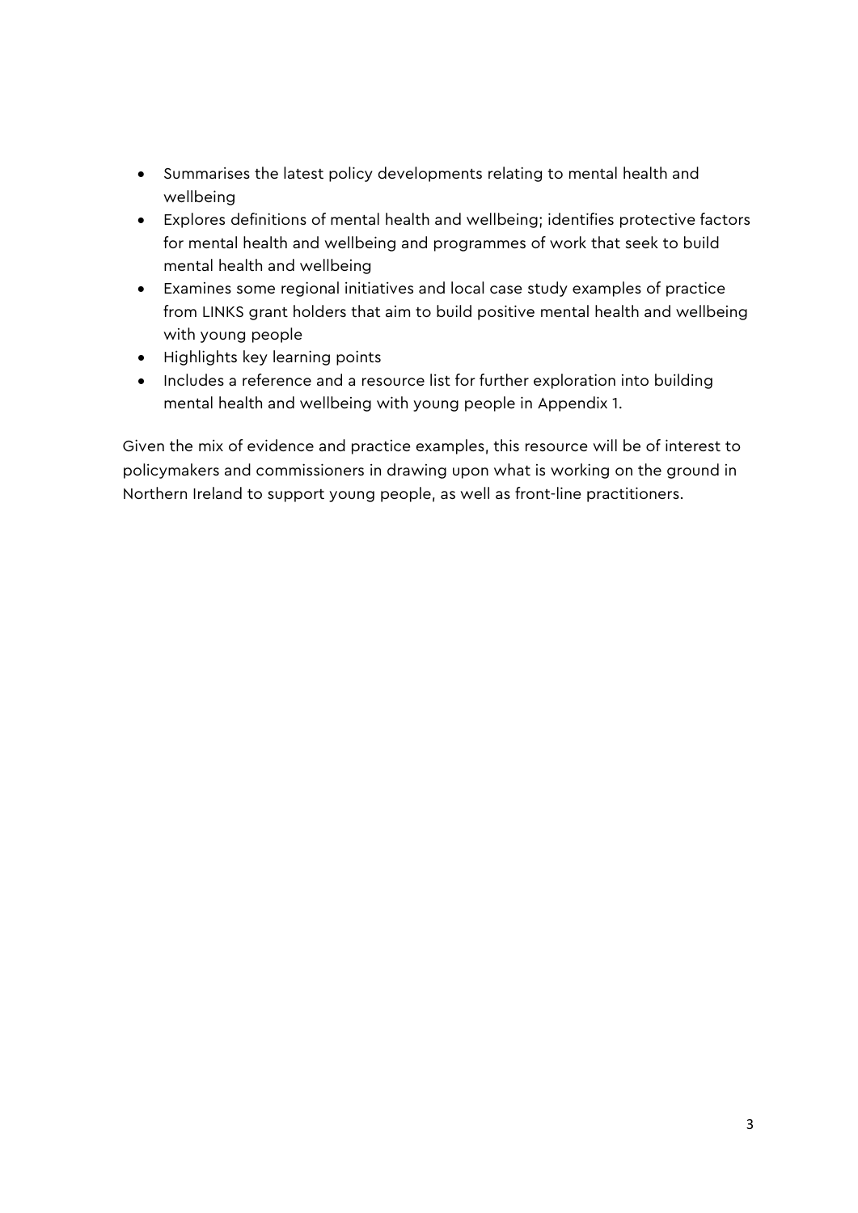- Summarises the latest policy developments relating to mental health and wellbeing
- Explores definitions of mental health and wellbeing; identifies protective factors for mental health and wellbeing and programmes of work that seek to build mental health and wellbeing
- Examines some regional initiatives and local case study examples of practice from LINKS grant holders that aim to build positive mental health and wellbeing with young people
- Highlights key learning points
- Includes a reference and a resource list for further exploration into building mental health and wellbeing with young people in Appendix 1.

Given the mix of evidence and practice examples, this resource will be of interest to policymakers and commissioners in drawing upon what is working on the ground in Northern Ireland to support young people, as well as front-line practitioners.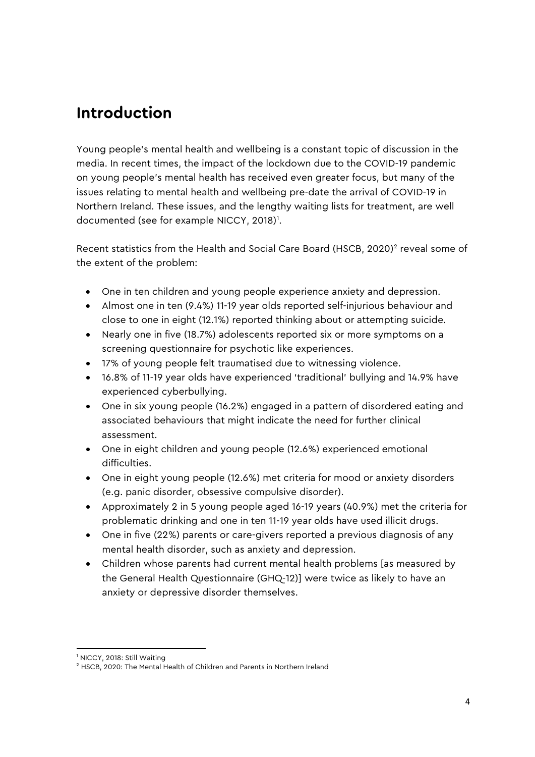## Introduction

Young people's mental health and wellbeing is a constant topic of discussion in the media. In recent times, the impact of the lockdown due to the COVID-19 pandemic on young people's mental health has received even greater focus, but many of the issues relating to mental health and wellbeing pre-date the arrival of COVID-19 in Northern Ireland. These issues, and the lengthy waiting lists for treatment, are well documented (see for example NICCY, 2018)[1].

Recent statistics from the Health and Social Care Board (HSCB, 2020)[2] reveal some of the extent of the problem:

- One in ten children and young people experience anxiety and depression.
- Almost one in ten (9.4%) 11-19 year olds reported self-injurious behaviour and close to one in eight (12.1%) reported thinking about or attempting suicide.
- Nearly one in five (18.7%) adolescents reported six or more symptoms on a screening questionnaire for psychotic like experiences.
- 17% of young people felt traumatised due to witnessing violence.
- 16.8% of 11-19 year olds have experienced 'traditional' bullying and 14.9% have experienced cyberbullying.
- One in six young people (16.2%) engaged in a pattern of disordered eating and associated behaviours that might indicate the need for further clinical assessment.
- One in eight children and young people (12.6%) experienced emotional difficulties.
- One in eight young people (12.6%) met criteria for mood or anxiety disorders (e.g. panic disorder, obsessive compulsive disorder).
- Approximately 2 in 5 young people aged 16-19 years (40.9%) met the criteria for problematic drinking and one in ten 11-19 year olds have used illicit drugs.
- One in five (22%) parents or care-givers reported a previous diagnosis of any mental health disorder, such as anxiety and depression.
- Children whose parents had current mental health problems [as measured by the General Health Questionnaire (GHQ-12)] were twice as likely to have an anxiety or depressive disorder themselves.

---

[1] NICCY, 2018: Still Waiting

[2] HSCB, 2020: The Mental Health of Children and Parents in Northern Ireland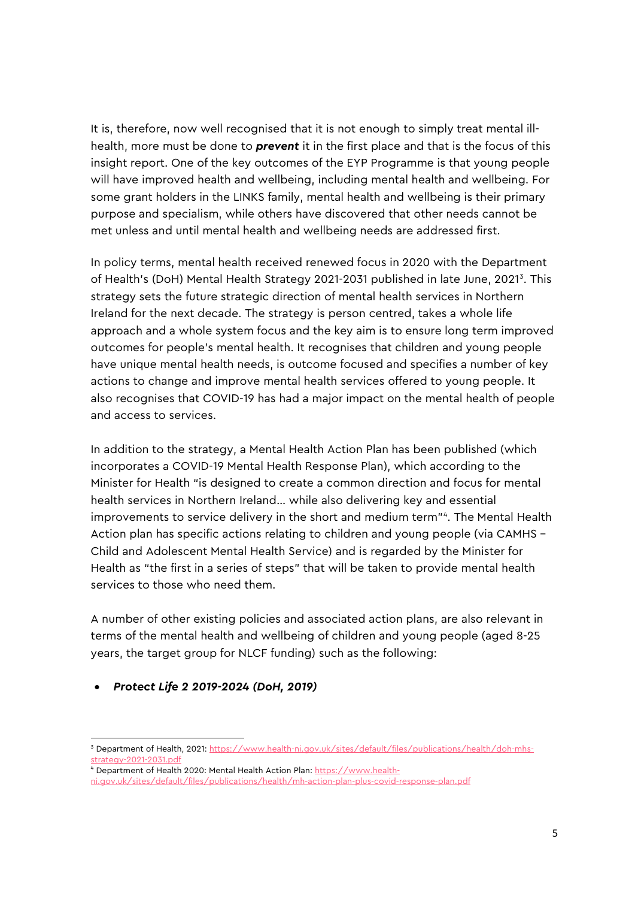It is, therefore, now well recognised that it is not enough to simply treat mental ill-health, more must be done to ***prevent*** it in the first place and that is the focus of this insight report. One of the key outcomes of the EYP Programme is that young people will have improved health and wellbeing, including mental health and wellbeing. For some grant holders in the LINKS family, mental health and wellbeing is their primary purpose and specialism, while others have discovered that other needs cannot be met unless and until mental health and wellbeing needs are addressed first.

In policy terms, mental health received renewed focus in 2020 with the Department of Health's (DoH) Mental Health Strategy 2021-2031 published in late June, 2021[3]. This strategy sets the future strategic direction of mental health services in Northern Ireland for the next decade. The strategy is person centred, takes a whole life approach and a whole system focus and the key aim is to ensure long term improved outcomes for people's mental health. It recognises that children and young people have unique mental health needs, is outcome focused and specifies a number of key actions to change and improve mental health services offered to young people. It also recognises that COVID-19 has had a major impact on the mental health of people and access to services.

In addition to the strategy, a Mental Health Action Plan has been published (which incorporates a COVID-19 Mental Health Response Plan), which according to the Minister for Health "is designed to create a common direction and focus for mental health services in Northern Ireland… while also delivering key and essential improvements to service delivery in the short and medium term"[4]. The Mental Health Action plan has specific actions relating to children and young people (via CAMHS – Child and Adolescent Mental Health Service) and is regarded by the Minister for Health as "the first in a series of steps" that will be taken to provide mental health services to those who need them.

A number of other existing policies and associated action plans, are also relevant in terms of the mental health and wellbeing of children and young people (aged 8-25 years, the target group for NLCF funding) such as the following:

- ***Protect Life 2 2019-2024 (DoH, 2019)***

---

[3] Department of Health, 2021: https://www.health-ni.gov.uk/sites/default/files/publications/health/doh-mhs-strategy-2021-2031.pdf

[4] Department of Health 2020: Mental Health Action Plan: https://www.health-ni.gov.uk/sites/default/files/publications/health/mh-action-plan-plus-covid-response-plan.pdf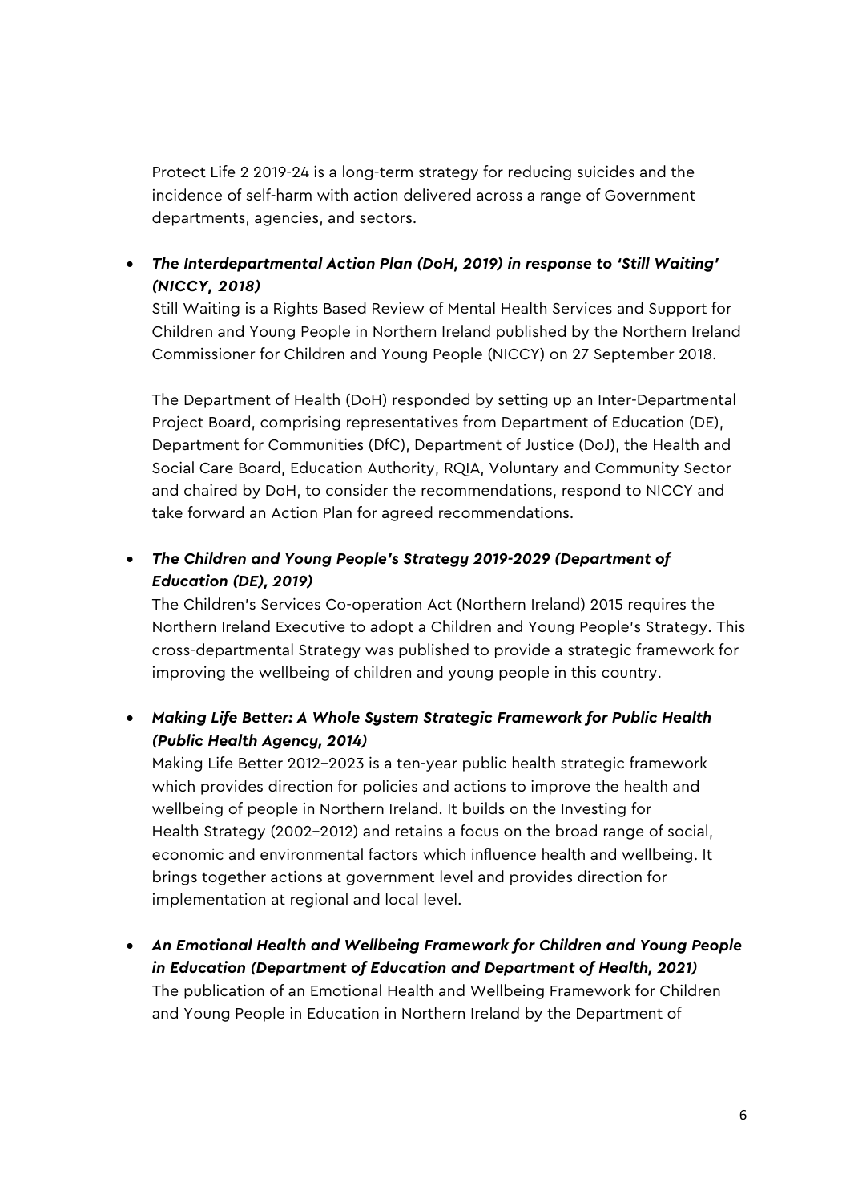Protect Life 2 2019-24 is a long-term strategy for reducing suicides and the incidence of self-harm with action delivered across a range of Government departments, agencies, and sectors.

- ***The Interdepartmental Action Plan (DoH, 2019) in response to 'Still Waiting' (NICCY, 2018)***
  Still Waiting is a Rights Based Review of Mental Health Services and Support for Children and Young People in Northern Ireland published by the Northern Ireland Commissioner for Children and Young People (NICCY) on 27 September 2018.

  The Department of Health (DoH) responded by setting up an Inter-Departmental Project Board, comprising representatives from Department of Education (DE), Department for Communities (DfC), Department of Justice (DoJ), the Health and Social Care Board, Education Authority, RQIA, Voluntary and Community Sector and chaired by DoH, to consider the recommendations, respond to NICCY and take forward an Action Plan for agreed recommendations.

- ***The Children and Young People's Strategy 2019-2029 (Department of Education (DE), 2019)***
  The Children's Services Co-operation Act (Northern Ireland) 2015 requires the Northern Ireland Executive to adopt a Children and Young People's Strategy. This cross-departmental Strategy was published to provide a strategic framework for improving the wellbeing of children and young people in this country.

- ***Making Life Better: A Whole System Strategic Framework for Public Health (Public Health Agency, 2014)***
  Making Life Better 2012–2023 is a ten-year public health strategic framework which provides direction for policies and actions to improve the health and wellbeing of people in Northern Ireland. It builds on the Investing for Health Strategy (2002–2012) and retains a focus on the broad range of social, economic and environmental factors which influence health and wellbeing. It brings together actions at government level and provides direction for implementation at regional and local level.

- ***An Emotional Health and Wellbeing Framework for Children and Young People in Education (Department of Education and Department of Health, 2021)***
  The publication of an Emotional Health and Wellbeing Framework for Children and Young People in Education in Northern Ireland by the Department of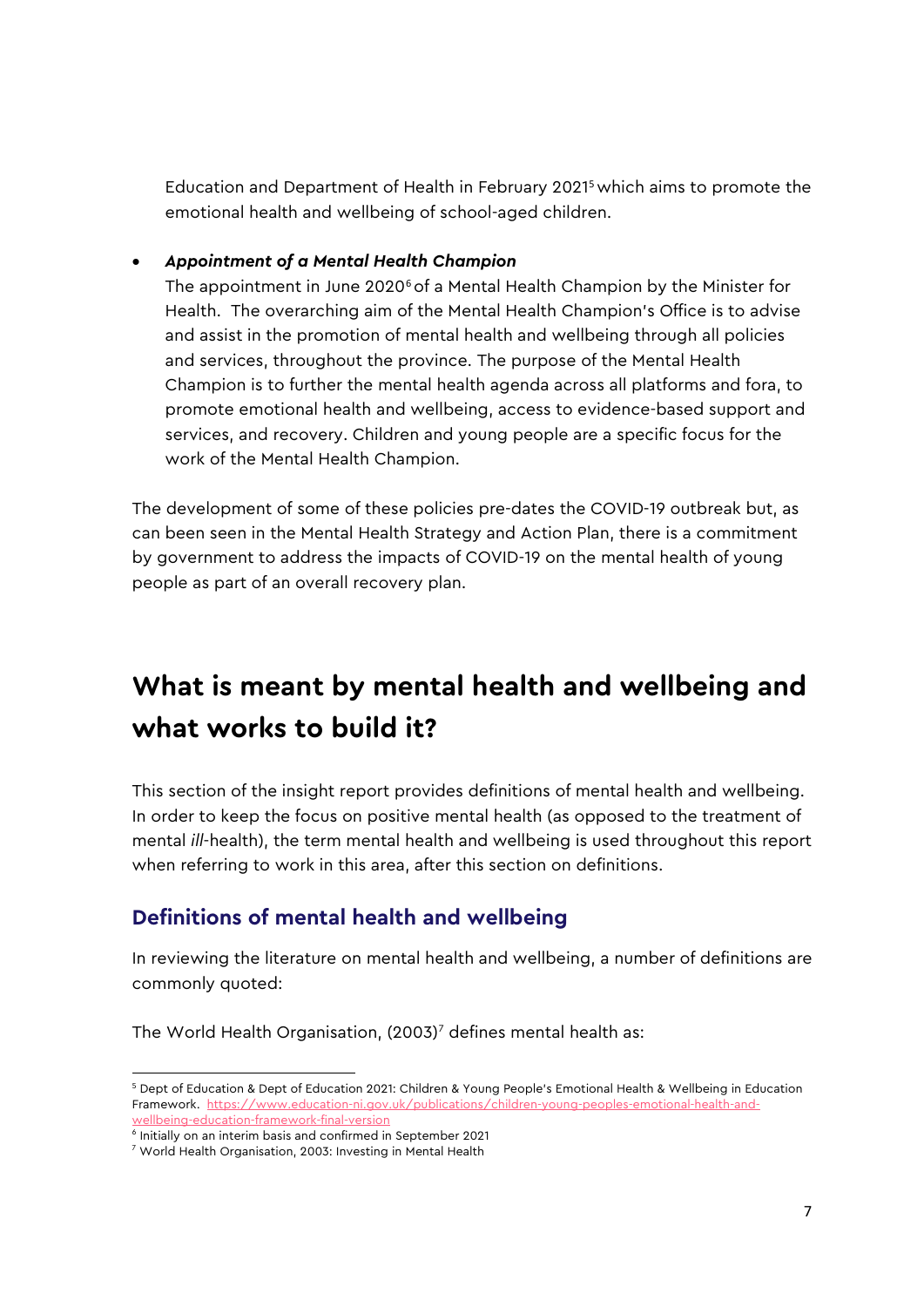Education and Department of Health in February 2021[5] which aims to promote the emotional health and wellbeing of school-aged children.

- ***Appointment of a Mental Health Champion***
  The appointment in June 2020[6] of a Mental Health Champion by the Minister for Health. The overarching aim of the Mental Health Champion's Office is to advise and assist in the promotion of mental health and wellbeing through all policies and services, throughout the province. The purpose of the Mental Health Champion is to further the mental health agenda across all platforms and fora, to promote emotional health and wellbeing, access to evidence-based support and services, and recovery. Children and young people are a specific focus for the work of the Mental Health Champion.

The development of some of these policies pre-dates the COVID-19 outbreak but, as can been seen in the Mental Health Strategy and Action Plan, there is a commitment by government to address the impacts of COVID-19 on the mental health of young people as part of an overall recovery plan.

# What is meant by mental health and wellbeing and what works to build it?

This section of the insight report provides definitions of mental health and wellbeing. In order to keep the focus on positive mental health (as opposed to the treatment of mental *ill*-health), the term mental health and wellbeing is used throughout this report when referring to work in this area, after this section on definitions.

## Definitions of mental health and wellbeing

In reviewing the literature on mental health and wellbeing, a number of definitions are commonly quoted:

The World Health Organisation, (2003)[7] defines mental health as:

---

[5] Dept of Education & Dept of Education 2021: Children & Young People's Emotional Health & Wellbeing in Education Framework. https://www.education-ni.gov.uk/publications/children-young-peoples-emotional-health-and-wellbeing-education-framework-final-version

[6] Initially on an interim basis and confirmed in September 2021

[7] World Health Organisation, 2003: Investing in Mental Health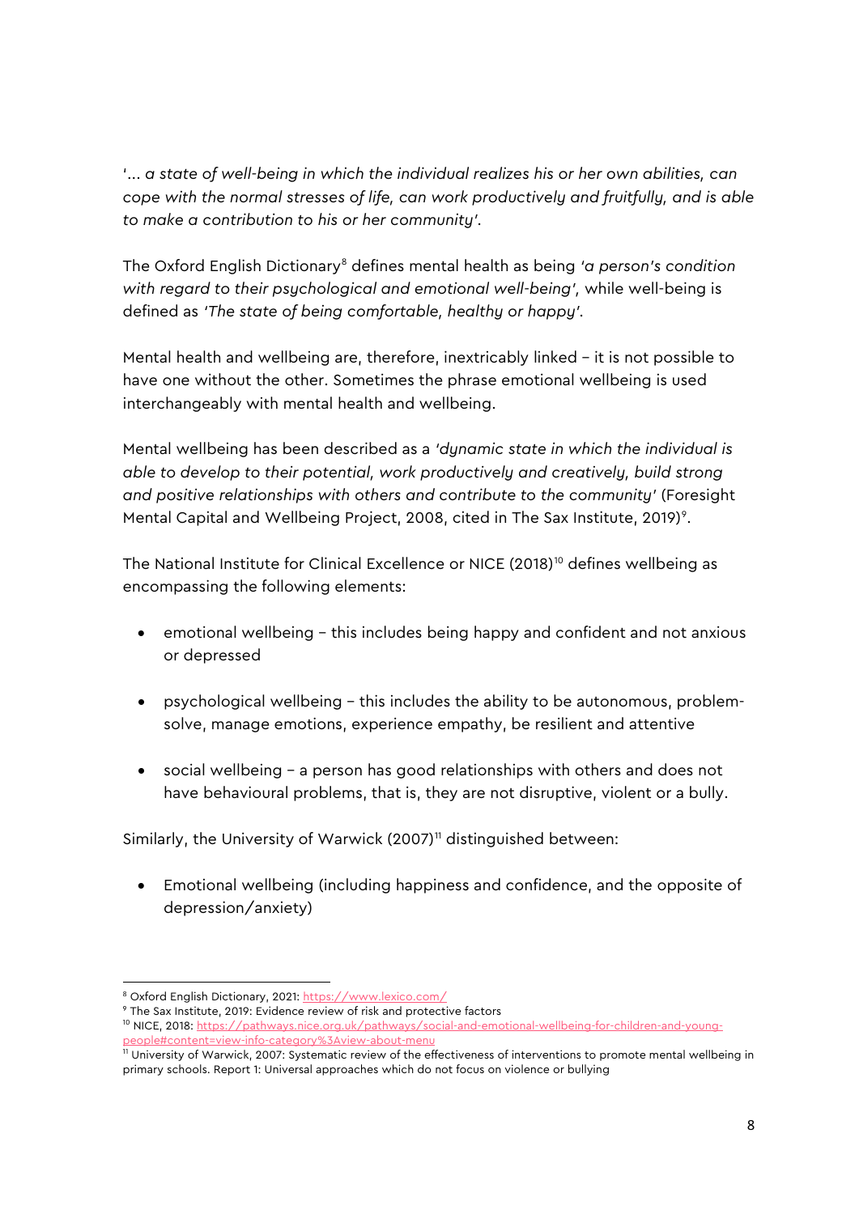'... *a state of well-being in which the individual realizes his or her own abilities, can cope with the normal stresses of life, can work productively and fruitfully, and is able to make a contribution to his or her community'*.

The Oxford English Dictionary[8] defines mental health as being *'a person's condition with regard to their psychological and emotional well-being'*, while well-being is defined as *'The state of being comfortable, healthy or happy'*.

Mental health and wellbeing are, therefore, inextricably linked – it is not possible to have one without the other. Sometimes the phrase emotional wellbeing is used interchangeably with mental health and wellbeing.

Mental wellbeing has been described as a *'dynamic state in which the individual is able to develop to their potential, work productively and creatively, build strong and positive relationships with others and contribute to the community'* (Foresight Mental Capital and Wellbeing Project, 2008, cited in The Sax Institute, 2019)[9].

The National Institute for Clinical Excellence or NICE (2018)[10] defines wellbeing as encompassing the following elements:

- emotional wellbeing – this includes being happy and confident and not anxious or depressed
- psychological wellbeing – this includes the ability to be autonomous, problem-solve, manage emotions, experience empathy, be resilient and attentive
- social wellbeing – a person has good relationships with others and does not have behavioural problems, that is, they are not disruptive, violent or a bully.

Similarly, the University of Warwick (2007)[11] distinguished between:

- Emotional wellbeing (including happiness and confidence, and the opposite of depression/anxiety)

[8] Oxford English Dictionary, 2021: https://www.lexico.com/

[9] The Sax Institute, 2019: Evidence review of risk and protective factors

[10] NICE, 2018: https://pathways.nice.org.uk/pathways/social-and-emotional-wellbeing-for-children-and-young-people#content=view-info-category%3Aview-about-menu

[11] University of Warwick, 2007: Systematic review of the effectiveness of interventions to promote mental wellbeing in primary schools. Report 1: Universal approaches which do not focus on violence or bullying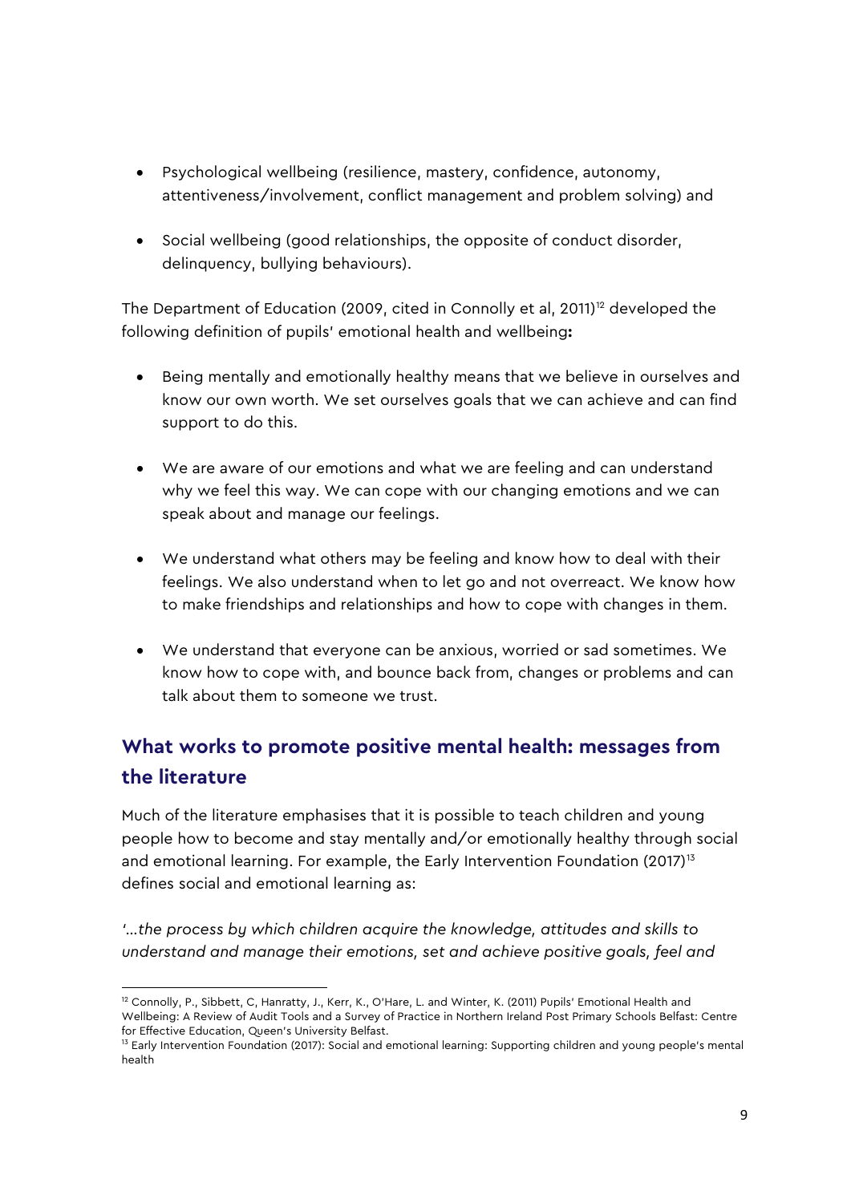- Psychological wellbeing (resilience, mastery, confidence, autonomy, attentiveness/involvement, conflict management and problem solving) and
- Social wellbeing (good relationships, the opposite of conduct disorder, delinquency, bullying behaviours).

The Department of Education (2009, cited in Connolly et al, 2011)[12] developed the following definition of pupils' emotional health and wellbeing**:**

- Being mentally and emotionally healthy means that we believe in ourselves and know our own worth. We set ourselves goals that we can achieve and can find support to do this.
- We are aware of our emotions and what we are feeling and can understand why we feel this way. We can cope with our changing emotions and we can speak about and manage our feelings.
- We understand what others may be feeling and know how to deal with their feelings. We also understand when to let go and not overreact. We know how to make friendships and relationships and how to cope with changes in them.
- We understand that everyone can be anxious, worried or sad sometimes. We know how to cope with, and bounce back from, changes or problems and can talk about them to someone we trust.

## What works to promote positive mental health: messages from the literature

Much of the literature emphasises that it is possible to teach children and young people how to become and stay mentally and/or emotionally healthy through social and emotional learning. For example, the Early Intervention Foundation (2017)[13] defines social and emotional learning as:

*'...the process by which children acquire the knowledge, attitudes and skills to understand and manage their emotions, set and achieve positive goals, feel and*

---

[12] Connolly, P., Sibbett, C, Hanratty, J., Kerr, K., O'Hare, L. and Winter, K. (2011) Pupils' Emotional Health and Wellbeing: A Review of Audit Tools and a Survey of Practice in Northern Ireland Post Primary Schools Belfast: Centre for Effective Education, Queen's University Belfast.

[13] Early Intervention Foundation (2017): Social and emotional learning: Supporting children and young people's mental health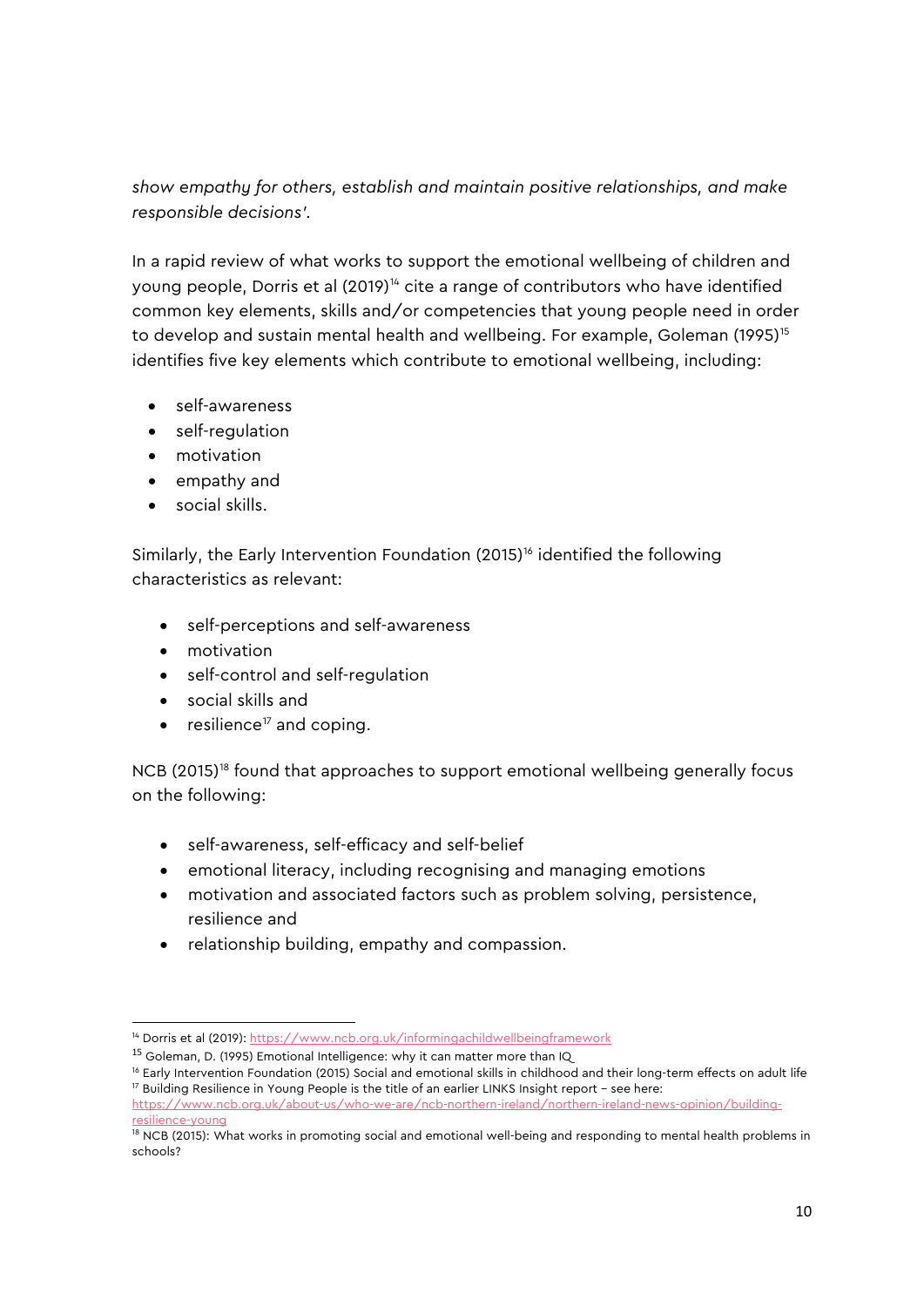*show empathy for others, establish and maintain positive relationships, and make responsible decisions'*.

In a rapid review of what works to support the emotional wellbeing of children and young people, Dorris et al (2019)[14] cite a range of contributors who have identified common key elements, skills and/or competencies that young people need in order to develop and sustain mental health and wellbeing. For example, Goleman (1995)[15] identifies five key elements which contribute to emotional wellbeing, including:

- self-awareness
- self-regulation
- motivation
- empathy and
- social skills.

Similarly, the Early Intervention Foundation (2015)[16] identified the following characteristics as relevant:

- self-perceptions and self-awareness
- motivation
- self-control and self-regulation
- social skills and
- resilience[17] and coping.

NCB (2015)[18] found that approaches to support emotional wellbeing generally focus on the following:

- self-awareness, self-efficacy and self-belief
- emotional literacy, including recognising and managing emotions
- motivation and associated factors such as problem solving, persistence, resilience and
- relationship building, empathy and compassion.

---

[14] Dorris et al (2019): https://www.ncb.org.uk/informingachildwellbeingframework

[15] Goleman, D. (1995) Emotional Intelligence: why it can matter more than IQ

[16] Early Intervention Foundation (2015) Social and emotional skills in childhood and their long-term effects on adult life

[17] Building Resilience in Young People is the title of an earlier LINKS Insight report – see here: https://www.ncb.org.uk/about-us/who-we-are/ncb-northern-ireland/northern-ireland-news-opinion/building-resilience-young

[18] NCB (2015): What works in promoting social and emotional well-being and responding to mental health problems in schools?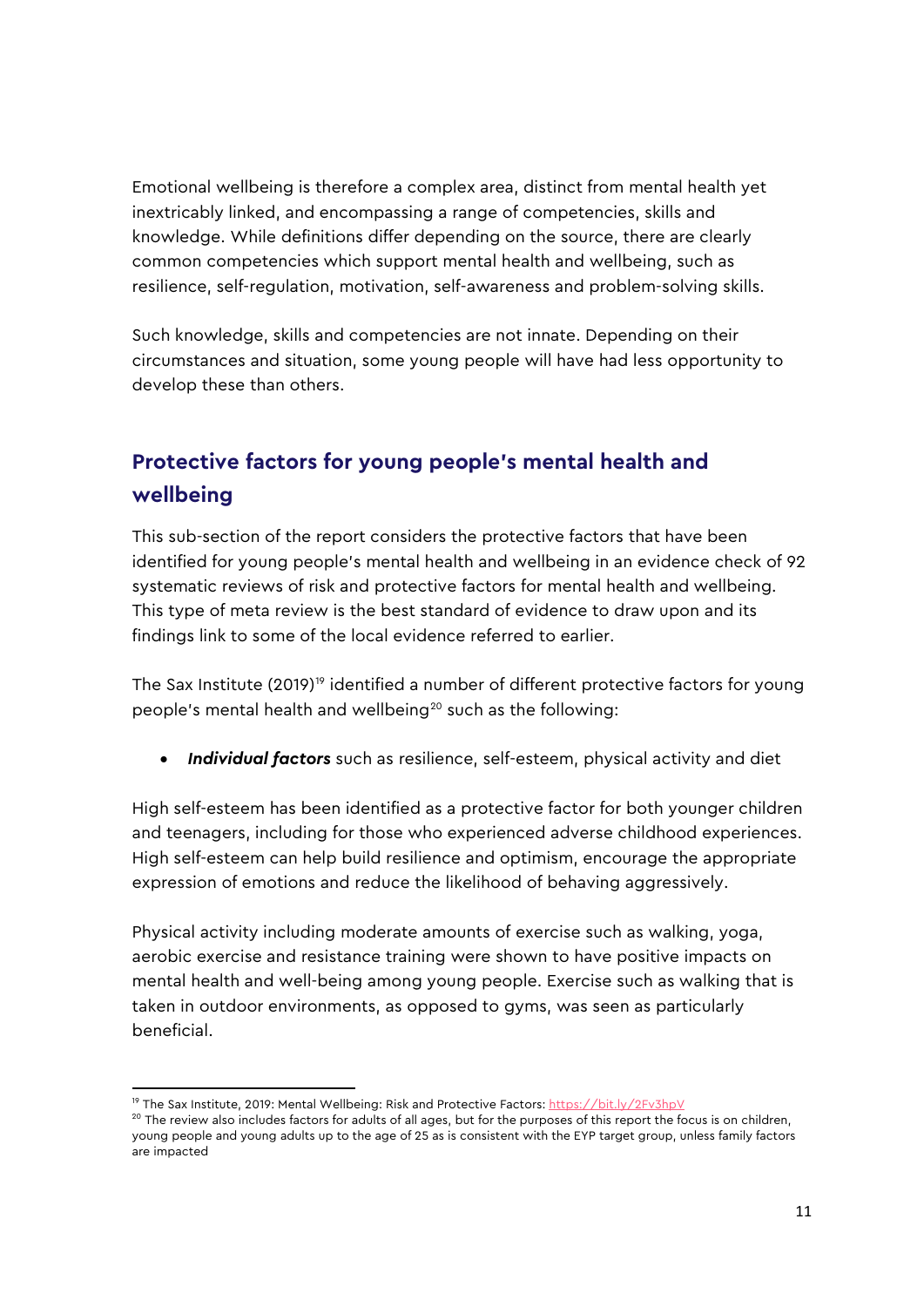Emotional wellbeing is therefore a complex area, distinct from mental health yet inextricably linked, and encompassing a range of competencies, skills and knowledge. While definitions differ depending on the source, there are clearly common competencies which support mental health and wellbeing, such as resilience, self-regulation, motivation, self-awareness and problem-solving skills.

Such knowledge, skills and competencies are not innate. Depending on their circumstances and situation, some young people will have had less opportunity to develop these than others.

## Protective factors for young people's mental health and wellbeing

This sub-section of the report considers the protective factors that have been identified for young people's mental health and wellbeing in an evidence check of 92 systematic reviews of risk and protective factors for mental health and wellbeing. This type of meta review is the best standard of evidence to draw upon and its findings link to some of the local evidence referred to earlier.

The Sax Institute (2019)[19] identified a number of different protective factors for young people's mental health and wellbeing[20] such as the following:

- ***Individual factors*** such as resilience, self-esteem, physical activity and diet

High self-esteem has been identified as a protective factor for both younger children and teenagers, including for those who experienced adverse childhood experiences. High self-esteem can help build resilience and optimism, encourage the appropriate expression of emotions and reduce the likelihood of behaving aggressively.

Physical activity including moderate amounts of exercise such as walking, yoga, aerobic exercise and resistance training were shown to have positive impacts on mental health and well-being among young people. Exercise such as walking that is taken in outdoor environments, as opposed to gyms, was seen as particularly beneficial.

---

[19] The Sax Institute, 2019: Mental Wellbeing: Risk and Protective Factors: https://bit.ly/2Fv3hpV

[20] The review also includes factors for adults of all ages, but for the purposes of this report the focus is on children, young people and young adults up to the age of 25 as is consistent with the EYP target group, unless family factors are impacted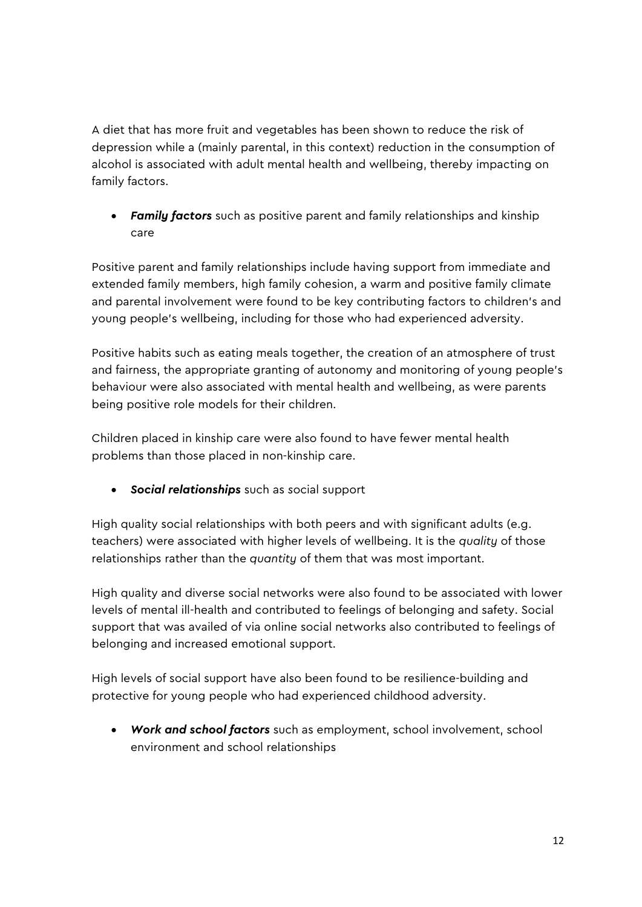A diet that has more fruit and vegetables has been shown to reduce the risk of depression while a (mainly parental, in this context) reduction in the consumption of alcohol is associated with adult mental health and wellbeing, thereby impacting on family factors.

- ***Family factors*** such as positive parent and family relationships and kinship care

Positive parent and family relationships include having support from immediate and extended family members, high family cohesion, a warm and positive family climate and parental involvement were found to be key contributing factors to children's and young people's wellbeing, including for those who had experienced adversity.

Positive habits such as eating meals together, the creation of an atmosphere of trust and fairness, the appropriate granting of autonomy and monitoring of young people's behaviour were also associated with mental health and wellbeing, as were parents being positive role models for their children.

Children placed in kinship care were also found to have fewer mental health problems than those placed in non-kinship care.

- ***Social relationships*** such as social support

High quality social relationships with both peers and with significant adults (e.g. teachers) were associated with higher levels of wellbeing. It is the *quality* of those relationships rather than the *quantity* of them that was most important.

High quality and diverse social networks were also found to be associated with lower levels of mental ill-health and contributed to feelings of belonging and safety. Social support that was availed of via online social networks also contributed to feelings of belonging and increased emotional support.

High levels of social support have also been found to be resilience-building and protective for young people who had experienced childhood adversity.

- ***Work and school factors*** such as employment, school involvement, school environment and school relationships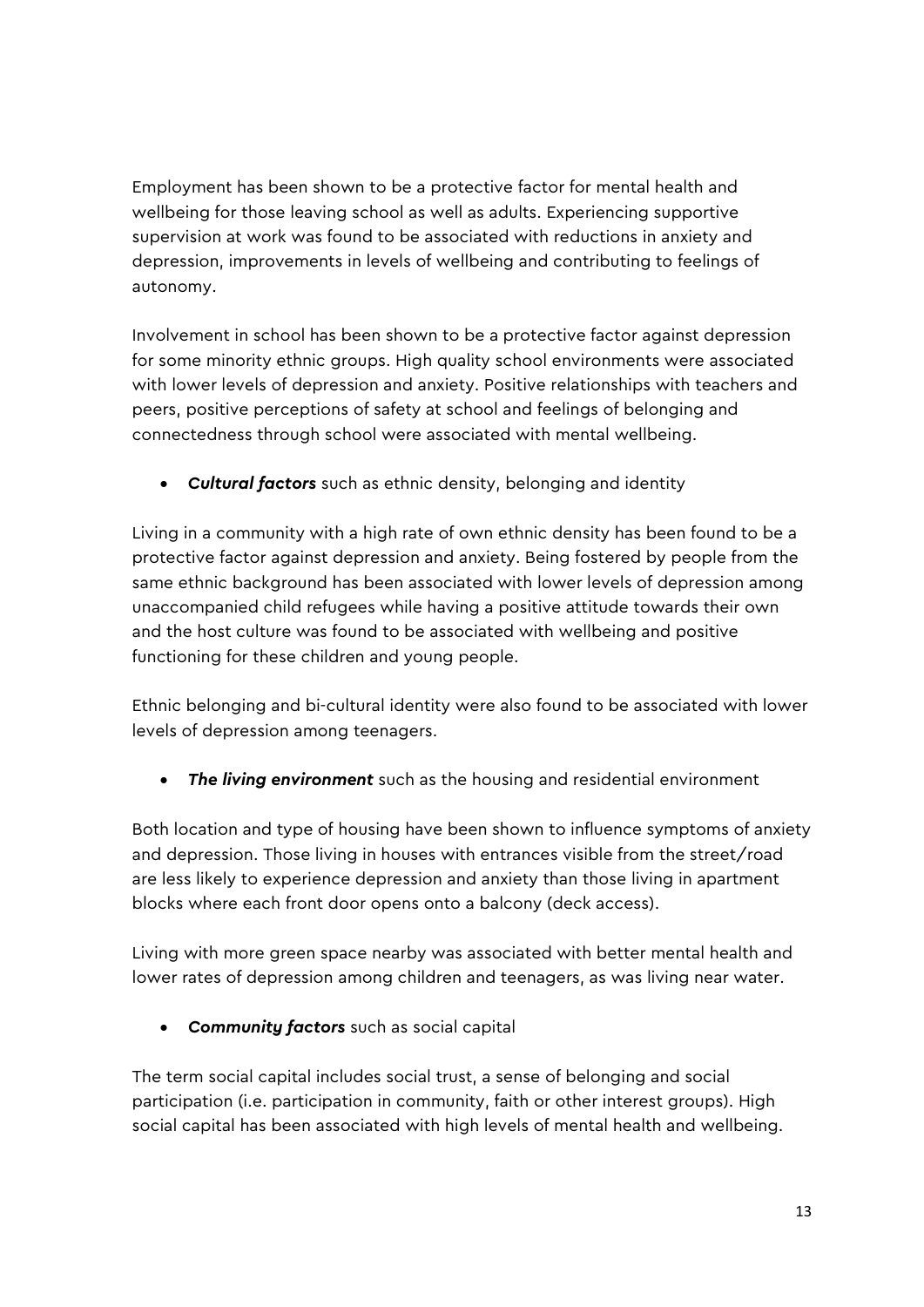Employment has been shown to be a protective factor for mental health and wellbeing for those leaving school as well as adults. Experiencing supportive supervision at work was found to be associated with reductions in anxiety and depression, improvements in levels of wellbeing and contributing to feelings of autonomy.

Involvement in school has been shown to be a protective factor against depression for some minority ethnic groups. High quality school environments were associated with lower levels of depression and anxiety. Positive relationships with teachers and peers, positive perceptions of safety at school and feelings of belonging and connectedness through school were associated with mental wellbeing.

- ***Cultural factors*** such as ethnic density, belonging and identity

Living in a community with a high rate of own ethnic density has been found to be a protective factor against depression and anxiety. Being fostered by people from the same ethnic background has been associated with lower levels of depression among unaccompanied child refugees while having a positive attitude towards their own and the host culture was found to be associated with wellbeing and positive functioning for these children and young people.

Ethnic belonging and bi-cultural identity were also found to be associated with lower levels of depression among teenagers.

- ***The living environment*** such as the housing and residential environment

Both location and type of housing have been shown to influence symptoms of anxiety and depression. Those living in houses with entrances visible from the street/road are less likely to experience depression and anxiety than those living in apartment blocks where each front door opens onto a balcony (deck access).

Living with more green space nearby was associated with better mental health and lower rates of depression among children and teenagers, as was living near water.

- ***Community factors*** such as social capital

The term social capital includes social trust, a sense of belonging and social participation (i.e. participation in community, faith or other interest groups). High social capital has been associated with high levels of mental health and wellbeing.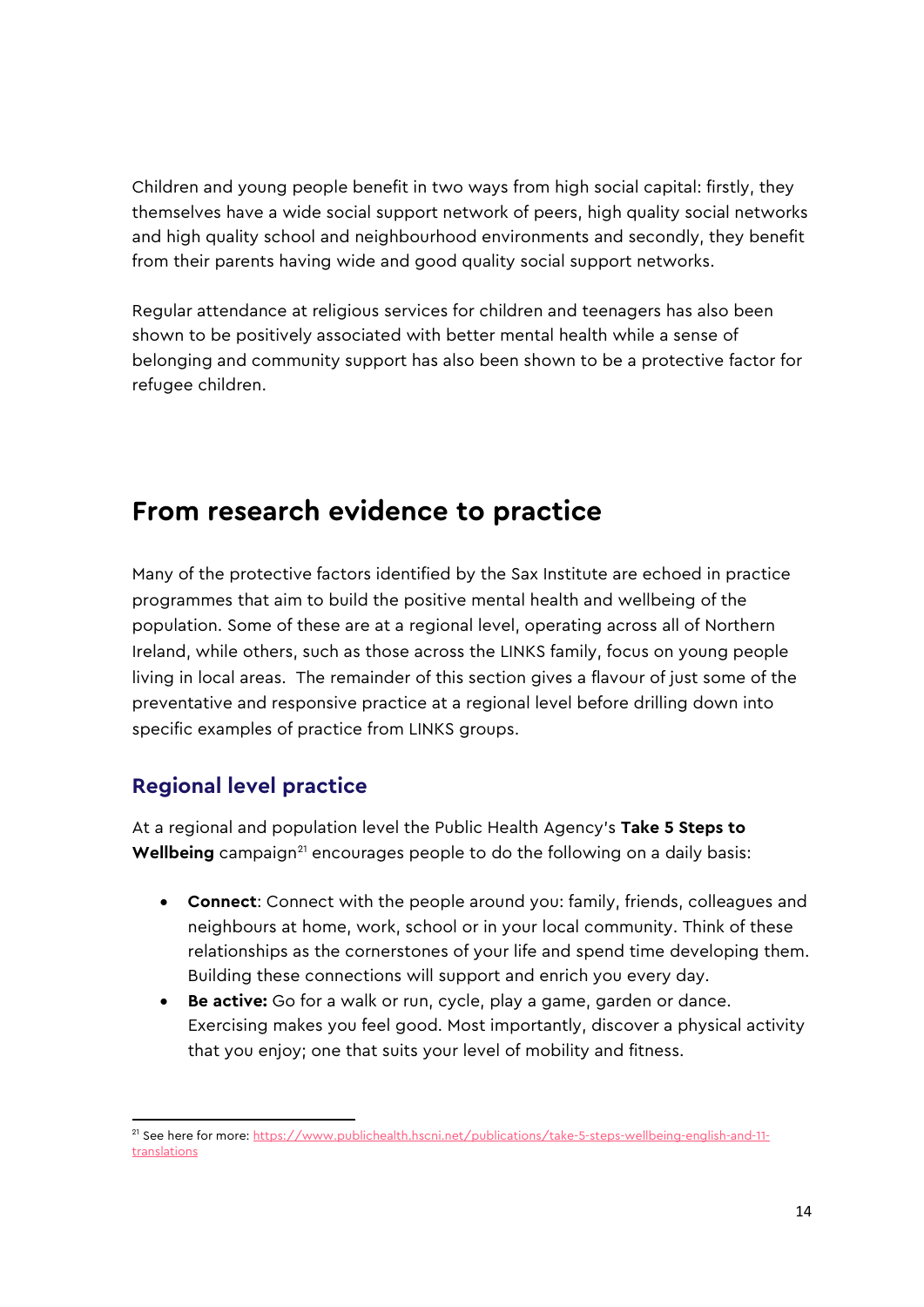Children and young people benefit in two ways from high social capital: firstly, they themselves have a wide social support network of peers, high quality social networks and high quality school and neighbourhood environments and secondly, they benefit from their parents having wide and good quality social support networks.

Regular attendance at religious services for children and teenagers has also been shown to be positively associated with better mental health while a sense of belonging and community support has also been shown to be a protective factor for refugee children.

## From research evidence to practice

Many of the protective factors identified by the Sax Institute are echoed in practice programmes that aim to build the positive mental health and wellbeing of the population. Some of these are at a regional level, operating across all of Northern Ireland, while others, such as those across the LINKS family, focus on young people living in local areas. The remainder of this section gives a flavour of just some of the preventative and responsive practice at a regional level before drilling down into specific examples of practice from LINKS groups.

### Regional level practice

At a regional and population level the Public Health Agency's **Take 5 Steps to Wellbeing** campaign[21] encourages people to do the following on a daily basis:

- **Connect**: Connect with the people around you: family, friends, colleagues and neighbours at home, work, school or in your local community. Think of these relationships as the cornerstones of your life and spend time developing them. Building these connections will support and enrich you every day.
- **Be active:** Go for a walk or run, cycle, play a game, garden or dance. Exercising makes you feel good. Most importantly, discover a physical activity that you enjoy; one that suits your level of mobility and fitness.

[21] See here for more: https://www.publichealth.hscni.net/publications/take-5-steps-wellbeing-english-and-11-translations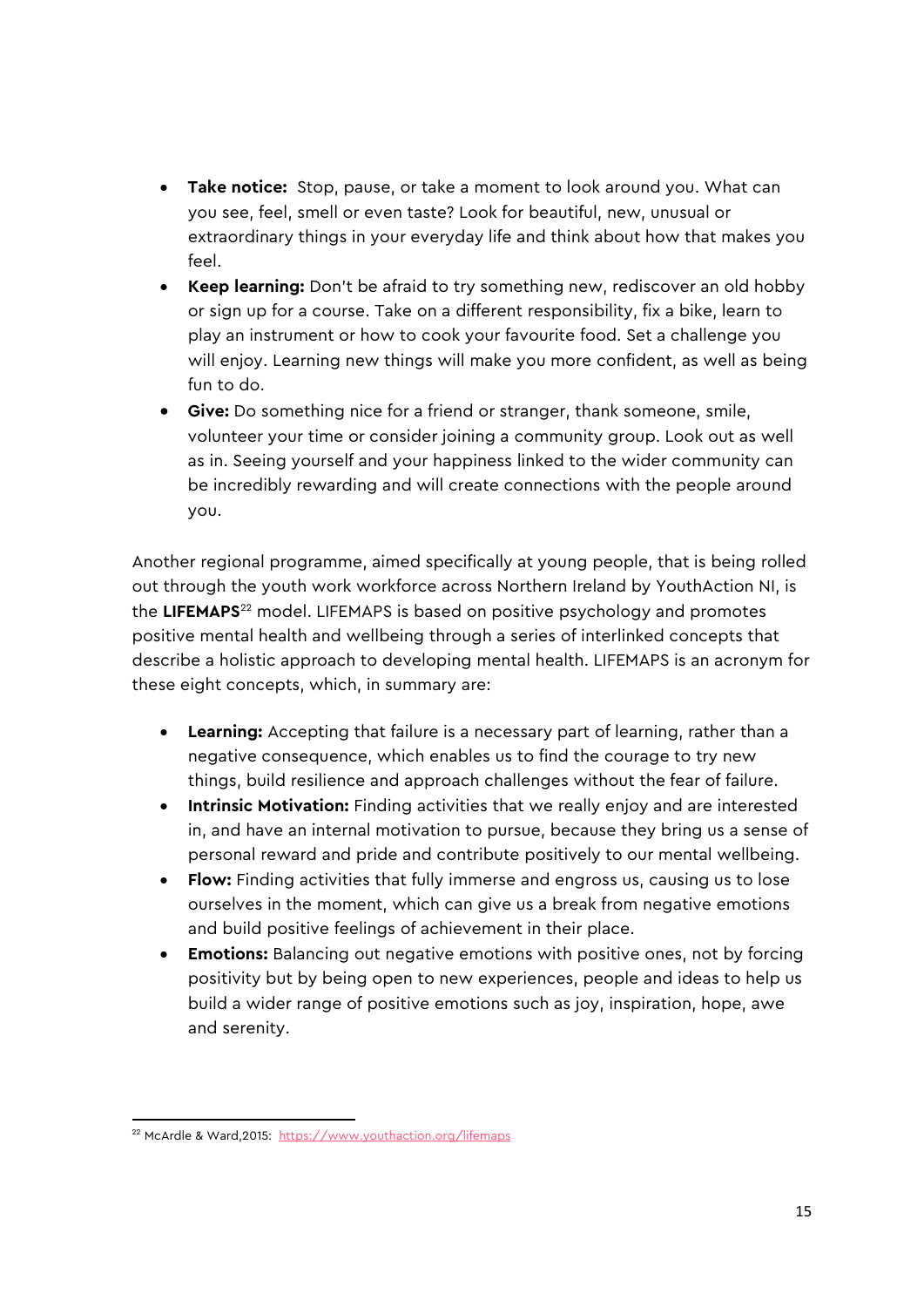- **Take notice:** Stop, pause, or take a moment to look around you. What can you see, feel, smell or even taste? Look for beautiful, new, unusual or extraordinary things in your everyday life and think about how that makes you feel.
- **Keep learning:** Don't be afraid to try something new, rediscover an old hobby or sign up for a course. Take on a different responsibility, fix a bike, learn to play an instrument or how to cook your favourite food. Set a challenge you will enjoy. Learning new things will make you more confident, as well as being fun to do.
- **Give:** Do something nice for a friend or stranger, thank someone, smile, volunteer your time or consider joining a community group. Look out as well as in. Seeing yourself and your happiness linked to the wider community can be incredibly rewarding and will create connections with the people around you.

Another regional programme, aimed specifically at young people, that is being rolled out through the youth work workforce across Northern Ireland by YouthAction NI, is the **LIFEMAPS**[22] model. LIFEMAPS is based on positive psychology and promotes positive mental health and wellbeing through a series of interlinked concepts that describe a holistic approach to developing mental health. LIFEMAPS is an acronym for these eight concepts, which, in summary are:

- **Learning:** Accepting that failure is a necessary part of learning, rather than a negative consequence, which enables us to find the courage to try new things, build resilience and approach challenges without the fear of failure.
- **Intrinsic Motivation:** Finding activities that we really enjoy and are interested in, and have an internal motivation to pursue, because they bring us a sense of personal reward and pride and contribute positively to our mental wellbeing.
- **Flow:** Finding activities that fully immerse and engross us, causing us to lose ourselves in the moment, which can give us a break from negative emotions and build positive feelings of achievement in their place.
- **Emotions:** Balancing out negative emotions with positive ones, not by forcing positivity but by being open to new experiences, people and ideas to help us build a wider range of positive emotions such as joy, inspiration, hope, awe and serenity.

[22] McArdle & Ward,2015: https://www.youthaction.org/lifemaps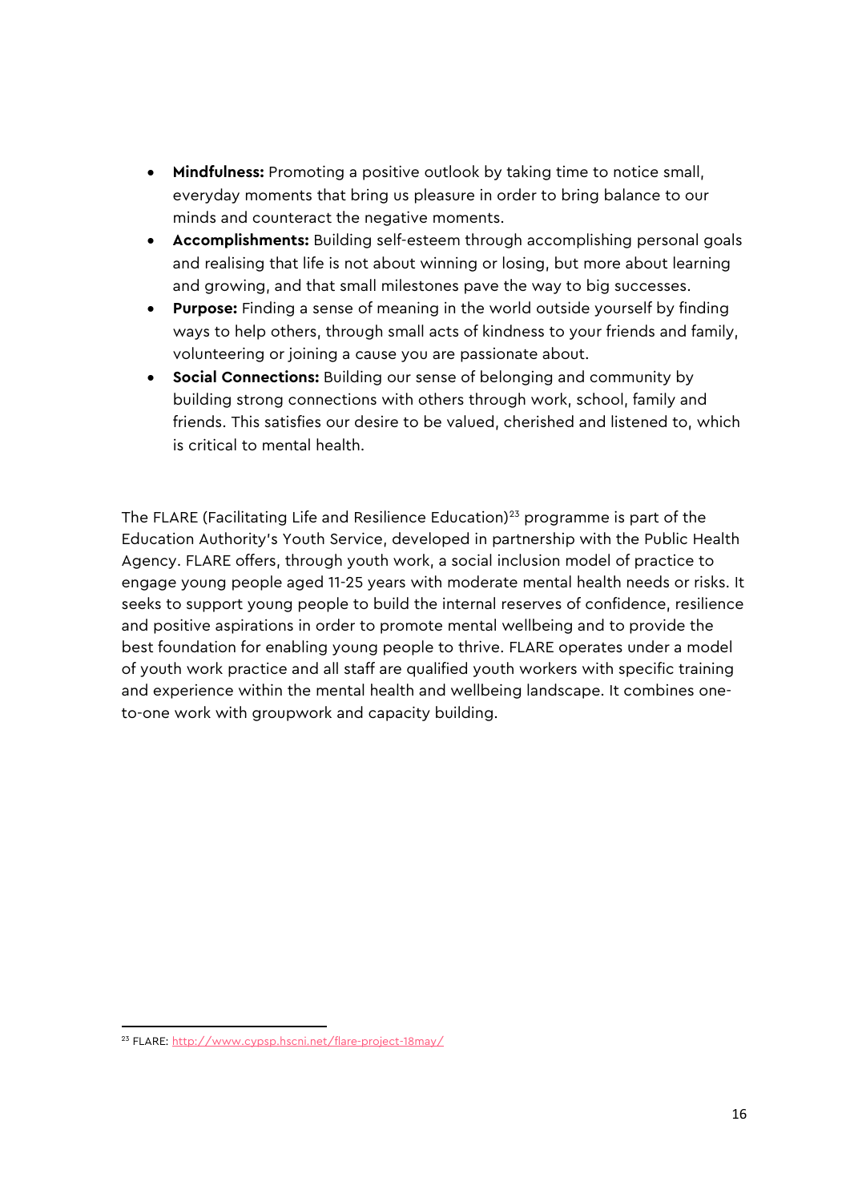- **Mindfulness:** Promoting a positive outlook by taking time to notice small, everyday moments that bring us pleasure in order to bring balance to our minds and counteract the negative moments.
- **Accomplishments:** Building self-esteem through accomplishing personal goals and realising that life is not about winning or losing, but more about learning and growing, and that small milestones pave the way to big successes.
- **Purpose:** Finding a sense of meaning in the world outside yourself by finding ways to help others, through small acts of kindness to your friends and family, volunteering or joining a cause you are passionate about.
- **Social Connections:** Building our sense of belonging and community by building strong connections with others through work, school, family and friends. This satisfies our desire to be valued, cherished and listened to, which is critical to mental health.

The FLARE (Facilitating Life and Resilience Education)[23] programme is part of the Education Authority's Youth Service, developed in partnership with the Public Health Agency. FLARE offers, through youth work, a social inclusion model of practice to engage young people aged 11-25 years with moderate mental health needs or risks. It seeks to support young people to build the internal reserves of confidence, resilience and positive aspirations in order to promote mental wellbeing and to provide the best foundation for enabling young people to thrive. FLARE operates under a model of youth work practice and all staff are qualified youth workers with specific training and experience within the mental health and wellbeing landscape. It combines one-to-one work with groupwork and capacity building.

[23] FLARE: http://www.cypsp.hscni.net/flare-project-18may/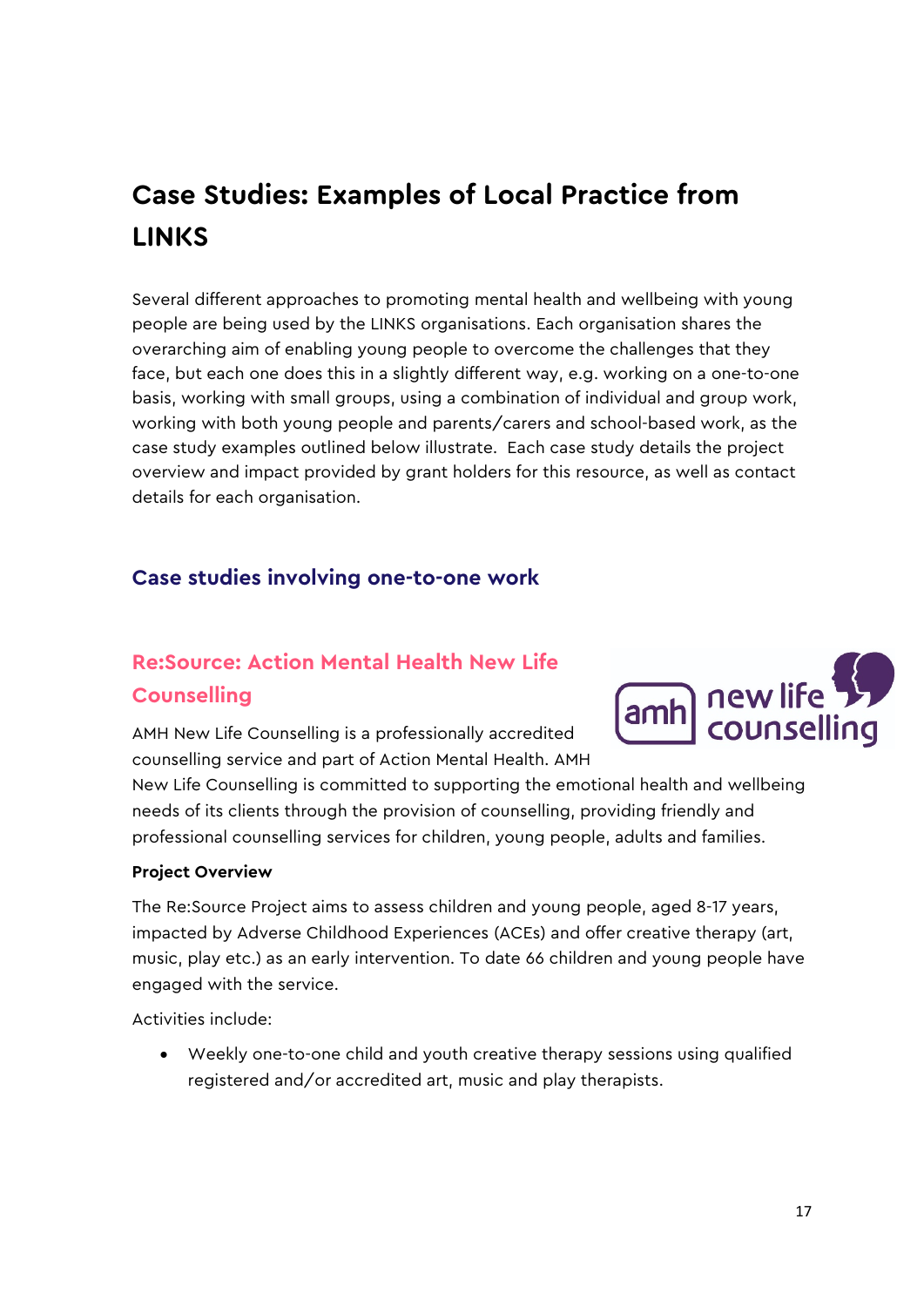# Case Studies: Examples of Local Practice from LINKS

Several different approaches to promoting mental health and wellbeing with young people are being used by the LINKS organisations. Each organisation shares the overarching aim of enabling young people to overcome the challenges that they face, but each one does this in a slightly different way, e.g. working on a one-to-one basis, working with small groups, using a combination of individual and group work, working with both young people and parents/carers and school-based work, as the case study examples outlined below illustrate. Each case study details the project overview and impact provided by grant holders for this resource, as well as contact details for each organisation.

## Case studies involving one-to-one work

### Re:Source: Action Mental Health New Life Counselling

AMH New Life Counselling is a professionally accredited counselling service and part of Action Mental Health. AMH New Life Counselling is committed to supporting the emotional health and wellbeing needs of its clients through the provision of counselling, providing friendly and professional counselling services for children, young people, adults and families.

**Project Overview**

The Re:Source Project aims to assess children and young people, aged 8-17 years, impacted by Adverse Childhood Experiences (ACEs) and offer creative therapy (art, music, play etc.) as an early intervention. To date 66 children and young people have engaged with the service.

Activities include:

- Weekly one-to-one child and youth creative therapy sessions using qualified registered and/or accredited art, music and play therapists.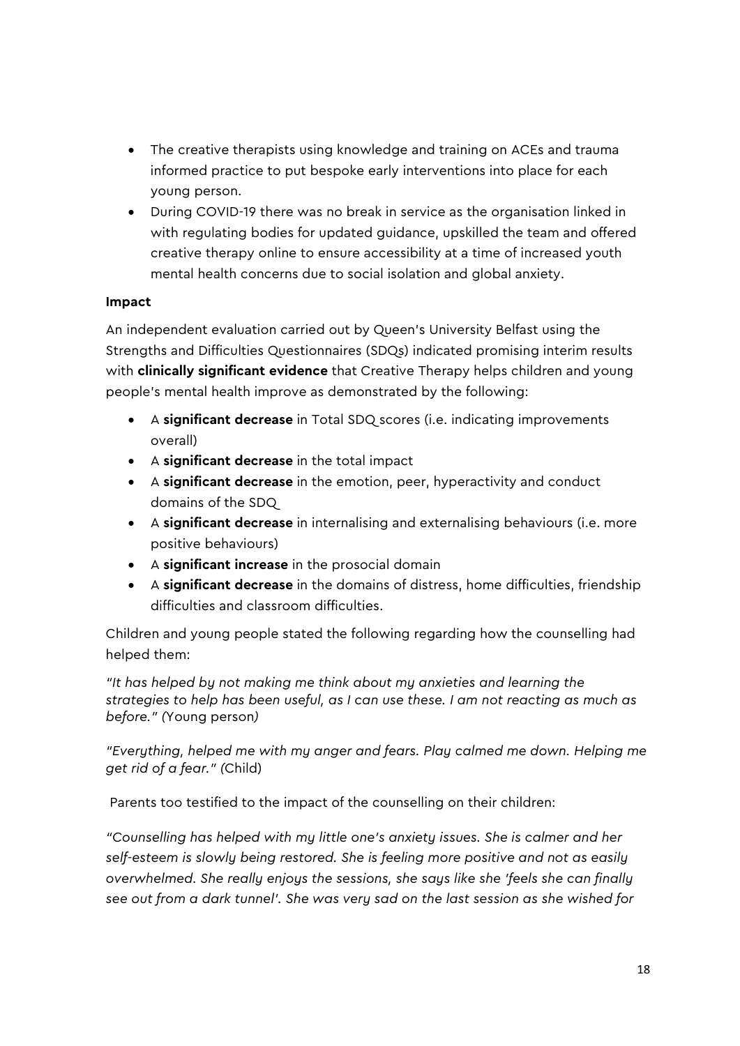- The creative therapists using knowledge and training on ACEs and trauma informed practice to put bespoke early interventions into place for each young person.
- During COVID-19 there was no break in service as the organisation linked in with regulating bodies for updated guidance, upskilled the team and offered creative therapy online to ensure accessibility at a time of increased youth mental health concerns due to social isolation and global anxiety.

**Impact**

An independent evaluation carried out by Queen's University Belfast using the Strengths and Difficulties Questionnaires (SDQs) indicated promising interim results with **clinically significant evidence** that Creative Therapy helps children and young people's mental health improve as demonstrated by the following:

- A **significant decrease** in Total SDQ scores (i.e. indicating improvements overall)
- A **significant decrease** in the total impact
- A **significant decrease** in the emotion, peer, hyperactivity and conduct domains of the SDQ
- A **significant decrease** in internalising and externalising behaviours (i.e. more positive behaviours)
- A **significant increase** in the prosocial domain
- A **significant decrease** in the domains of distress, home difficulties, friendship difficulties and classroom difficulties.

Children and young people stated the following regarding how the counselling had helped them:

*"It has helped by not making me think about my anxieties and learning the strategies to help has been useful, as I can use these. I am not reacting as much as before." (*Young person*)*

*"Everything, helped me with my anger and fears. Play calmed me down. Helping me get rid of a fear." (*Child)

Parents too testified to the impact of the counselling on their children:

*"Counselling has helped with my little one's anxiety issues. She is calmer and her self-esteem is slowly being restored. She is feeling more positive and not as easily overwhelmed. She really enjoys the sessions, she says like she 'feels she can finally see out from a dark tunnel'. She was very sad on the last session as she wished for*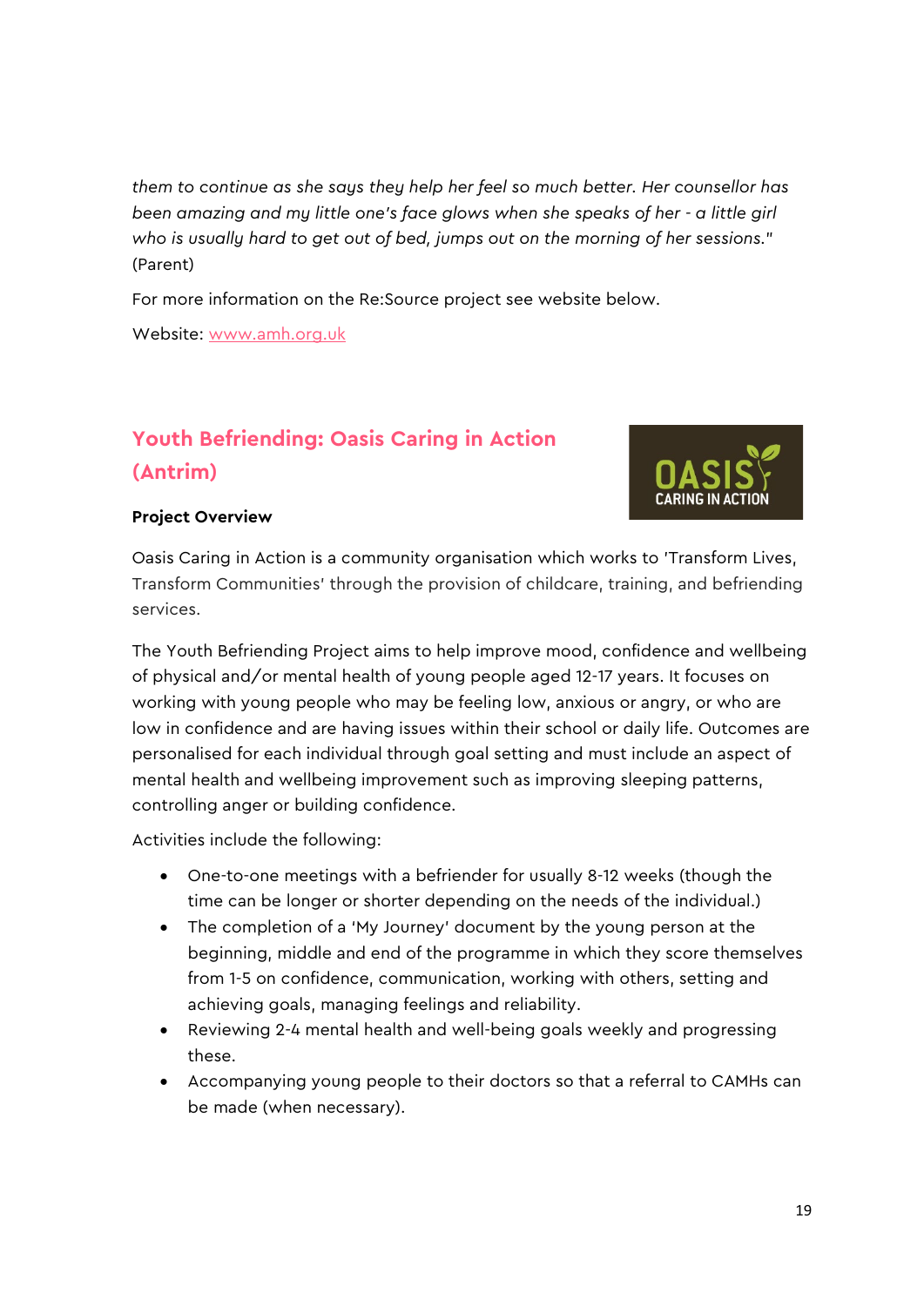*them to continue as she says they help her feel so much better. Her counsellor has been amazing and my little one's face glows when she speaks of her - a little girl who is usually hard to get out of bed, jumps out on the morning of her sessions."* (Parent)

For more information on the Re:Source project see website below.

Website: [www.amh.org.uk](http://www.amh.org.uk)

## Youth Befriending: Oasis Caring in Action (Antrim)

**Project Overview**

Oasis Caring in Action is a community organisation which works to 'Transform Lives, Transform Communities' through the provision of childcare, training, and befriending services.

The Youth Befriending Project aims to help improve mood, confidence and wellbeing of physical and/or mental health of young people aged 12-17 years. It focuses on working with young people who may be feeling low, anxious or angry, or who are low in confidence and are having issues within their school or daily life. Outcomes are personalised for each individual through goal setting and must include an aspect of mental health and wellbeing improvement such as improving sleeping patterns, controlling anger or building confidence.

Activities include the following:

- One-to-one meetings with a befriender for usually 8-12 weeks (though the time can be longer or shorter depending on the needs of the individual.)
- The completion of a 'My Journey' document by the young person at the beginning, middle and end of the programme in which they score themselves from 1-5 on confidence, communication, working with others, setting and achieving goals, managing feelings and reliability.
- Reviewing 2-4 mental health and well-being goals weekly and progressing these.
- Accompanying young people to their doctors so that a referral to CAMHs can be made (when necessary).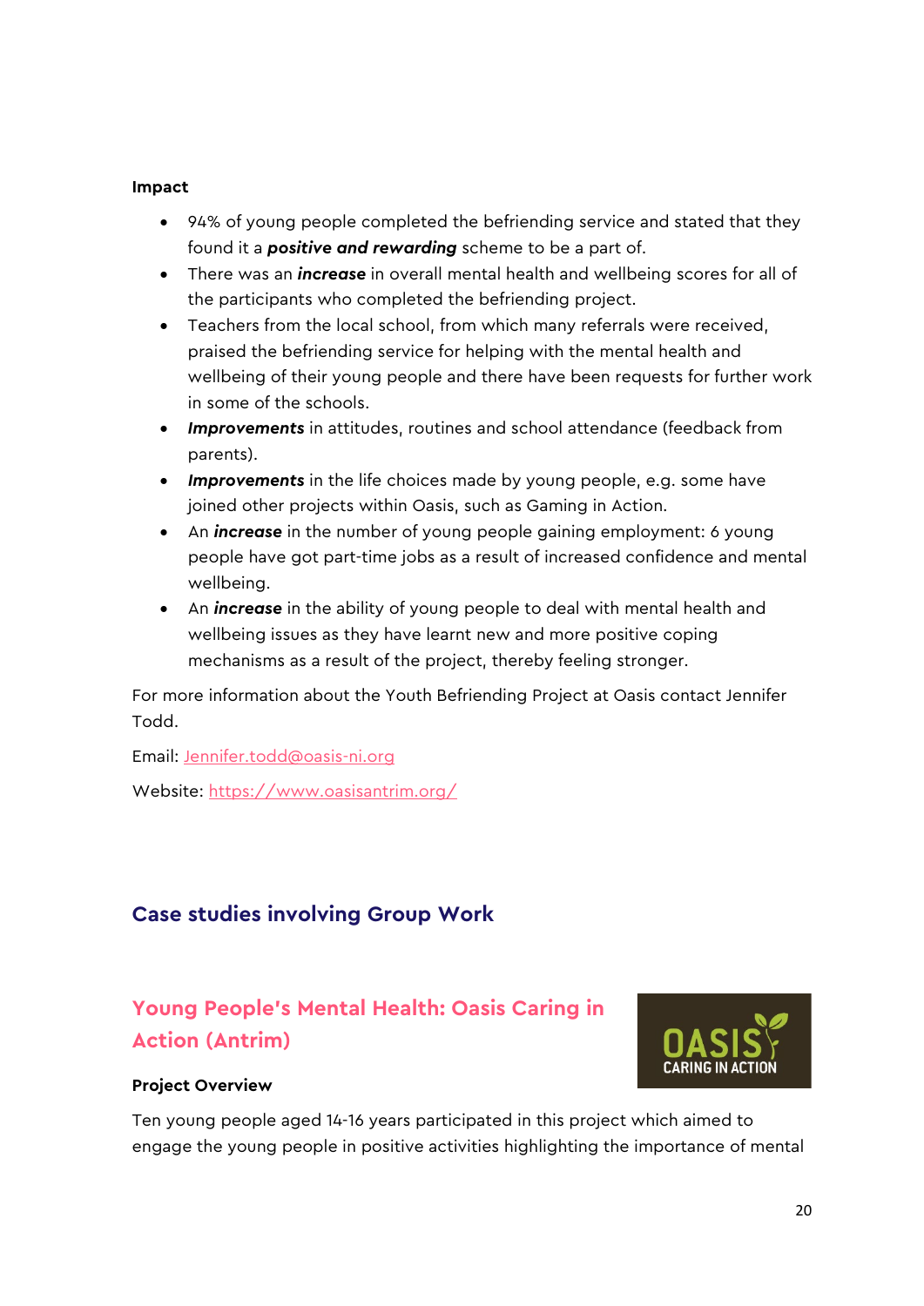**Impact**

- 94% of young people completed the befriending service and stated that they found it a ***positive and rewarding*** scheme to be a part of.
- There was an ***increase*** in overall mental health and wellbeing scores for all of the participants who completed the befriending project.
- Teachers from the local school, from which many referrals were received, praised the befriending service for helping with the mental health and wellbeing of their young people and there have been requests for further work in some of the schools.
- ***Improvements*** in attitudes, routines and school attendance (feedback from parents).
- ***Improvements*** in the life choices made by young people, e.g. some have joined other projects within Oasis, such as Gaming in Action.
- An ***increase*** in the number of young people gaining employment: 6 young people have got part-time jobs as a result of increased confidence and mental wellbeing.
- An ***increase*** in the ability of young people to deal with mental health and wellbeing issues as they have learnt new and more positive coping mechanisms as a result of the project, thereby feeling stronger.

For more information about the Youth Befriending Project at Oasis contact Jennifer Todd.

Email: Jennifer.todd@oasis-ni.org

Website: https://www.oasisantrim.org/

## Case studies involving Group Work

### Young People's Mental Health: Oasis Caring in Action (Antrim)

OASIS CARING IN ACTION

**Project Overview**

Ten young people aged 14-16 years participated in this project which aimed to engage the young people in positive activities highlighting the importance of mental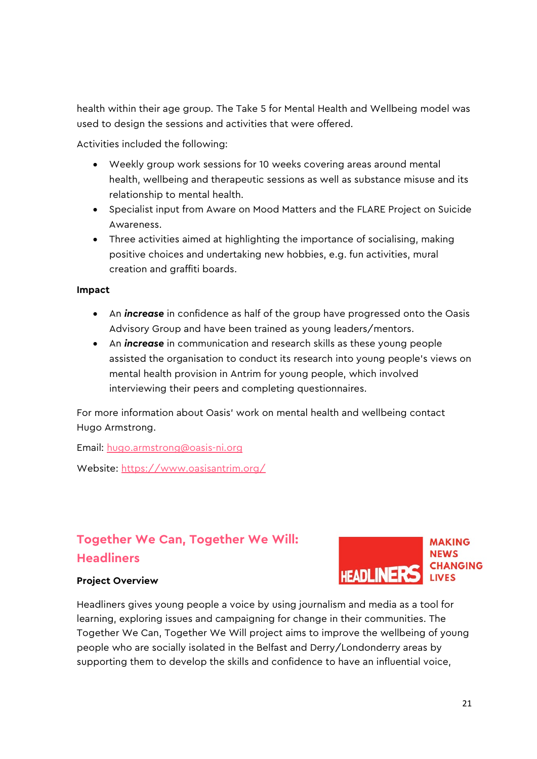health within their age group. The Take 5 for Mental Health and Wellbeing model was used to design the sessions and activities that were offered.

Activities included the following:

- Weekly group work sessions for 10 weeks covering areas around mental health, wellbeing and therapeutic sessions as well as substance misuse and its relationship to mental health.
- Specialist input from Aware on Mood Matters and the FLARE Project on Suicide Awareness.
- Three activities aimed at highlighting the importance of socialising, making positive choices and undertaking new hobbies, e.g. fun activities, mural creation and graffiti boards.

**Impact**

- An ***increase*** in confidence as half of the group have progressed onto the Oasis Advisory Group and have been trained as young leaders/mentors.
- An ***increase*** in communication and research skills as these young people assisted the organisation to conduct its research into young people's views on mental health provision in Antrim for young people, which involved interviewing their peers and completing questionnaires.

For more information about Oasis' work on mental health and wellbeing contact Hugo Armstrong.

Email: hugo.armstrong@oasis-ni.org

Website: https://www.oasisantrim.org/

## Together We Can, Together We Will: Headliners

HEADLINERS MAKING NEWS CHANGING LIVES

**Project Overview**

Headliners gives young people a voice by using journalism and media as a tool for learning, exploring issues and campaigning for change in their communities. The Together We Can, Together We Will project aims to improve the wellbeing of young people who are socially isolated in the Belfast and Derry/Londonderry areas by supporting them to develop the skills and confidence to have an influential voice,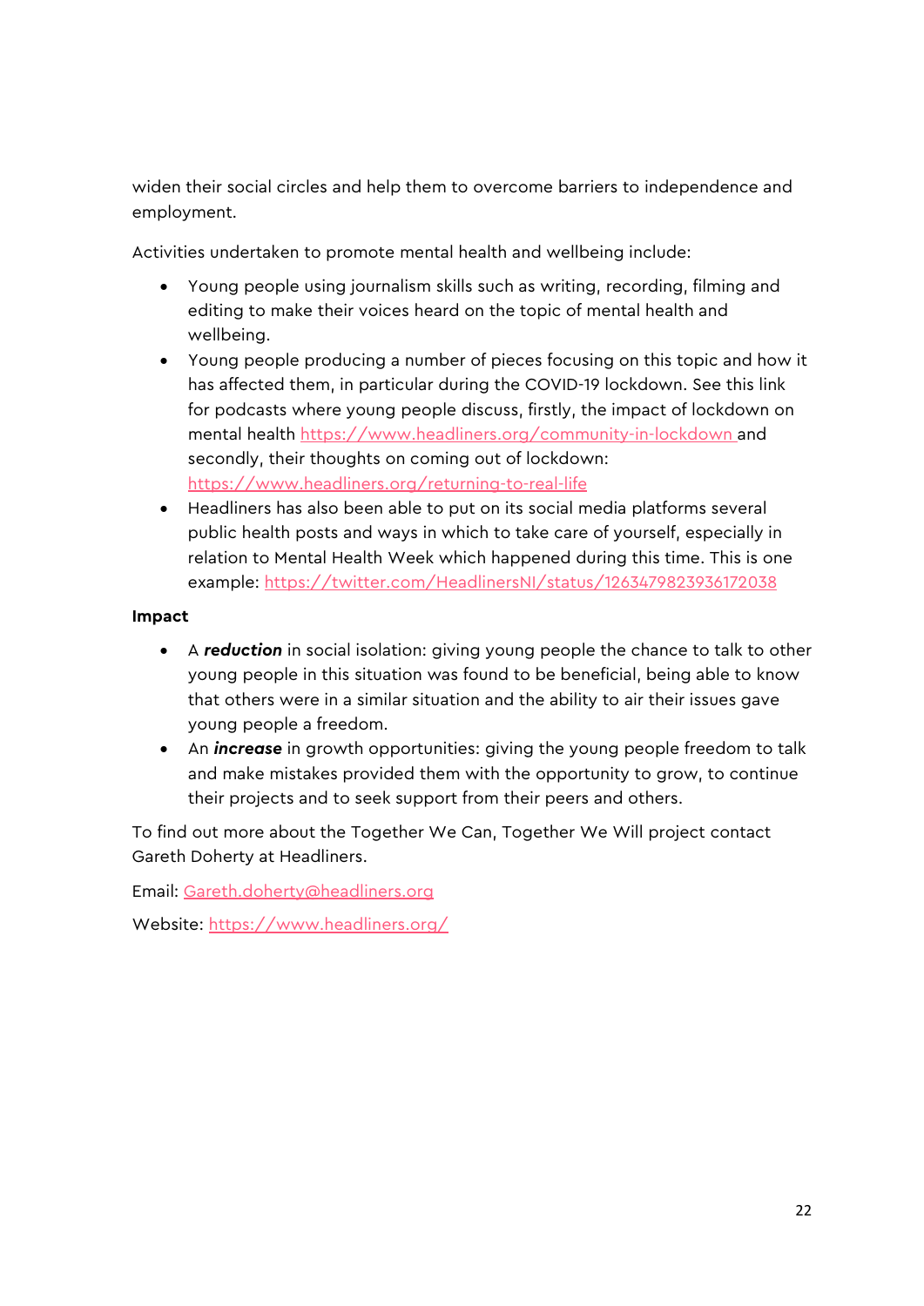widen their social circles and help them to overcome barriers to independence and employment.

Activities undertaken to promote mental health and wellbeing include:

- Young people using journalism skills such as writing, recording, filming and editing to make their voices heard on the topic of mental health and wellbeing.
- Young people producing a number of pieces focusing on this topic and how it has affected them, in particular during the COVID-19 lockdown. See this link for podcasts where young people discuss, firstly, the impact of lockdown on mental health https://www.headliners.org/community-in-lockdown and secondly, their thoughts on coming out of lockdown: https://www.headliners.org/returning-to-real-life
- Headliners has also been able to put on its social media platforms several public health posts and ways in which to take care of yourself, especially in relation to Mental Health Week which happened during this time. This is one example: https://twitter.com/HeadlinersNI/status/1263479823936172038

**Impact**

- A ***reduction*** in social isolation: giving young people the chance to talk to other young people in this situation was found to be beneficial, being able to know that others were in a similar situation and the ability to air their issues gave young people a freedom.
- An ***increase*** in growth opportunities: giving the young people freedom to talk and make mistakes provided them with the opportunity to grow, to continue their projects and to seek support from their peers and others.

To find out more about the Together We Can, Together We Will project contact Gareth Doherty at Headliners.

Email: Gareth.doherty@headliners.org

Website: https://www.headliners.org/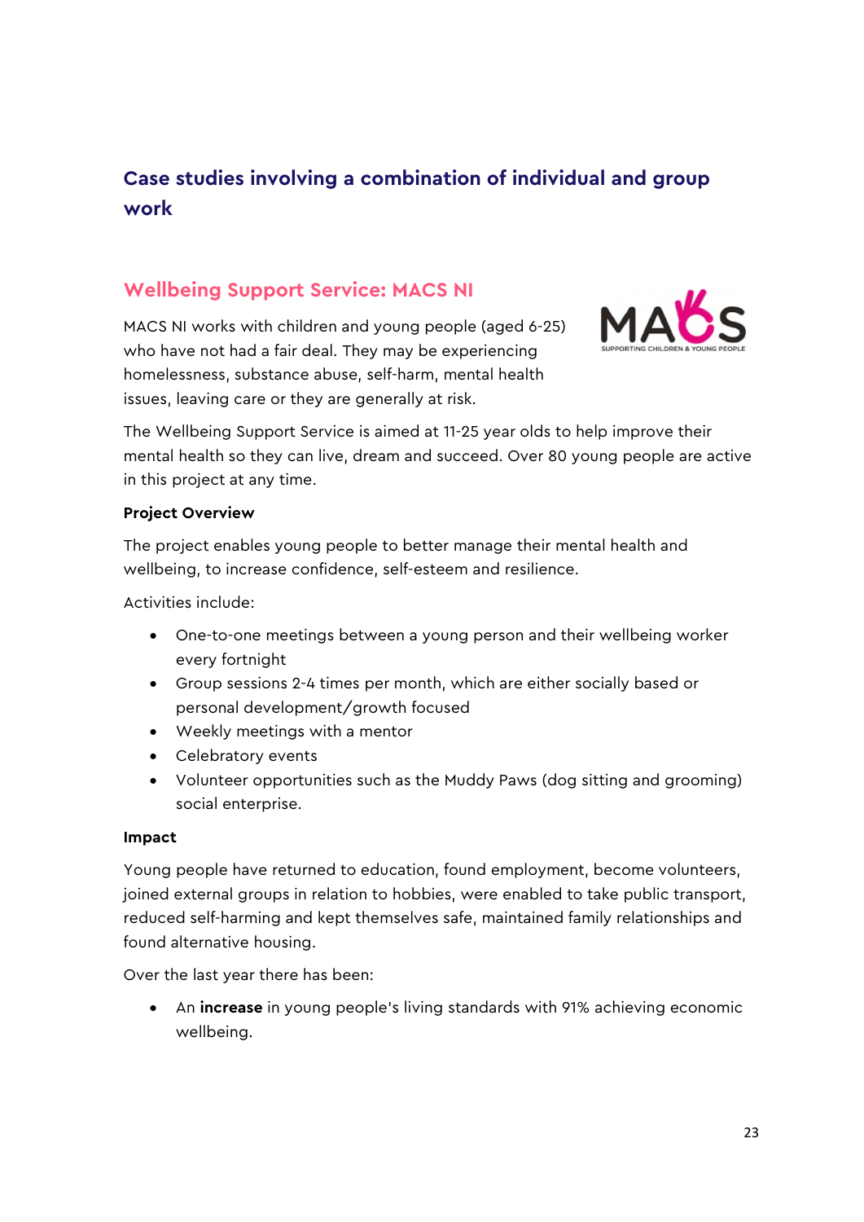## Case studies involving a combination of individual and group work

### Wellbeing Support Service: MACS NI

MACS NI works with children and young people (aged 6-25) who have not had a fair deal. They may be experiencing homelessness, substance abuse, self-harm, mental health issues, leaving care or they are generally at risk.

The Wellbeing Support Service is aimed at 11-25 year olds to help improve their mental health so they can live, dream and succeed. Over 80 young people are active in this project at any time.

**Project Overview**

The project enables young people to better manage their mental health and wellbeing, to increase confidence, self-esteem and resilience.

Activities include:

- One-to-one meetings between a young person and their wellbeing worker every fortnight
- Group sessions 2-4 times per month, which are either socially based or personal development/growth focused
- Weekly meetings with a mentor
- Celebratory events
- Volunteer opportunities such as the Muddy Paws (dog sitting and grooming) social enterprise.

**Impact**

Young people have returned to education, found employment, become volunteers, joined external groups in relation to hobbies, were enabled to take public transport, reduced self-harming and kept themselves safe, maintained family relationships and found alternative housing.

Over the last year there has been:

- An **increase** in young people's living standards with 91% achieving economic wellbeing.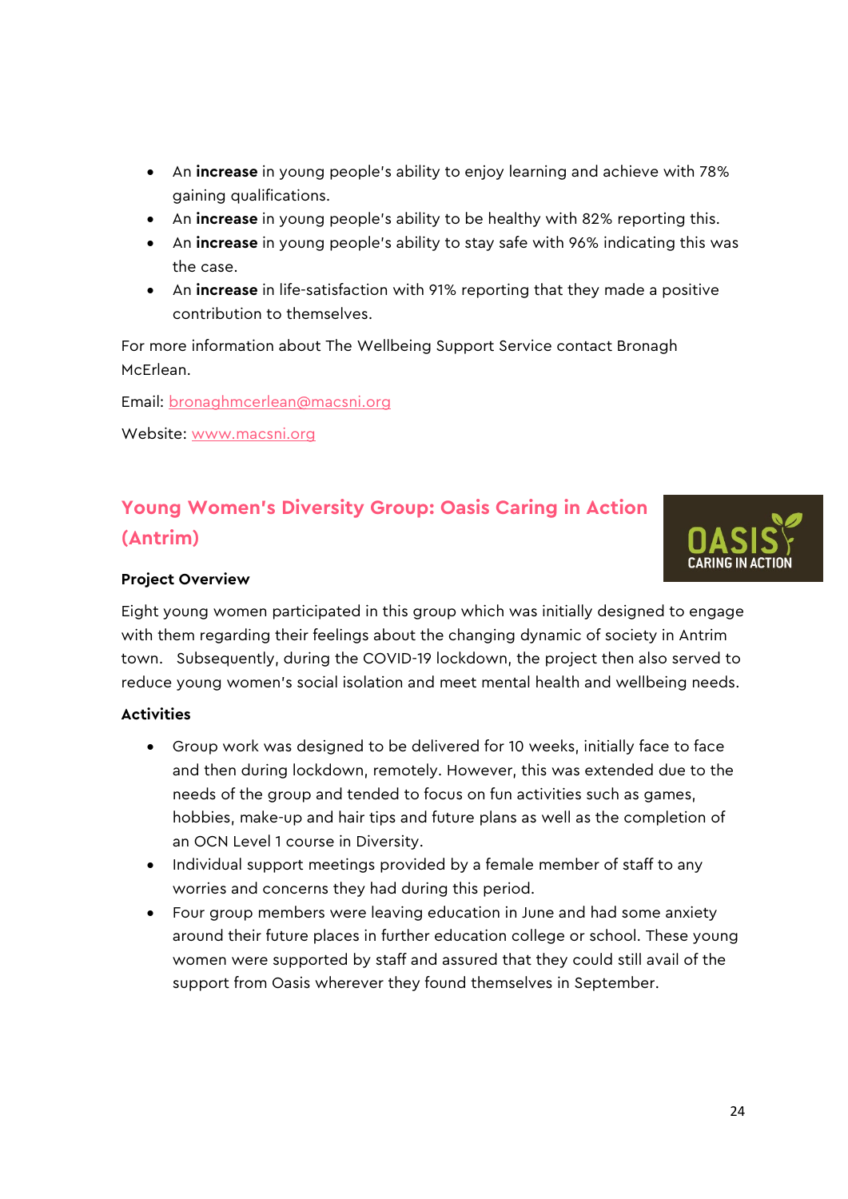- An **increase** in young people's ability to enjoy learning and achieve with 78% gaining qualifications.
- An **increase** in young people's ability to be healthy with 82% reporting this.
- An **increase** in young people's ability to stay safe with 96% indicating this was the case.
- An **increase** in life-satisfaction with 91% reporting that they made a positive contribution to themselves.

For more information about The Wellbeing Support Service contact Bronagh McErlean.

Email: bronaghmcerlean@macsni.org

Website: www.macsni.org

## Young Women's Diversity Group: Oasis Caring in Action (Antrim)

**Project Overview**

Eight young women participated in this group which was initially designed to engage with them regarding their feelings about the changing dynamic of society in Antrim town. Subsequently, during the COVID-19 lockdown, the project then also served to reduce young women's social isolation and meet mental health and wellbeing needs.

**Activities**

- Group work was designed to be delivered for 10 weeks, initially face to face and then during lockdown, remotely. However, this was extended due to the needs of the group and tended to focus on fun activities such as games, hobbies, make-up and hair tips and future plans as well as the completion of an OCN Level 1 course in Diversity.
- Individual support meetings provided by a female member of staff to any worries and concerns they had during this period.
- Four group members were leaving education in June and had some anxiety around their future places in further education college or school. These young women were supported by staff and assured that they could still avail of the support from Oasis wherever they found themselves in September.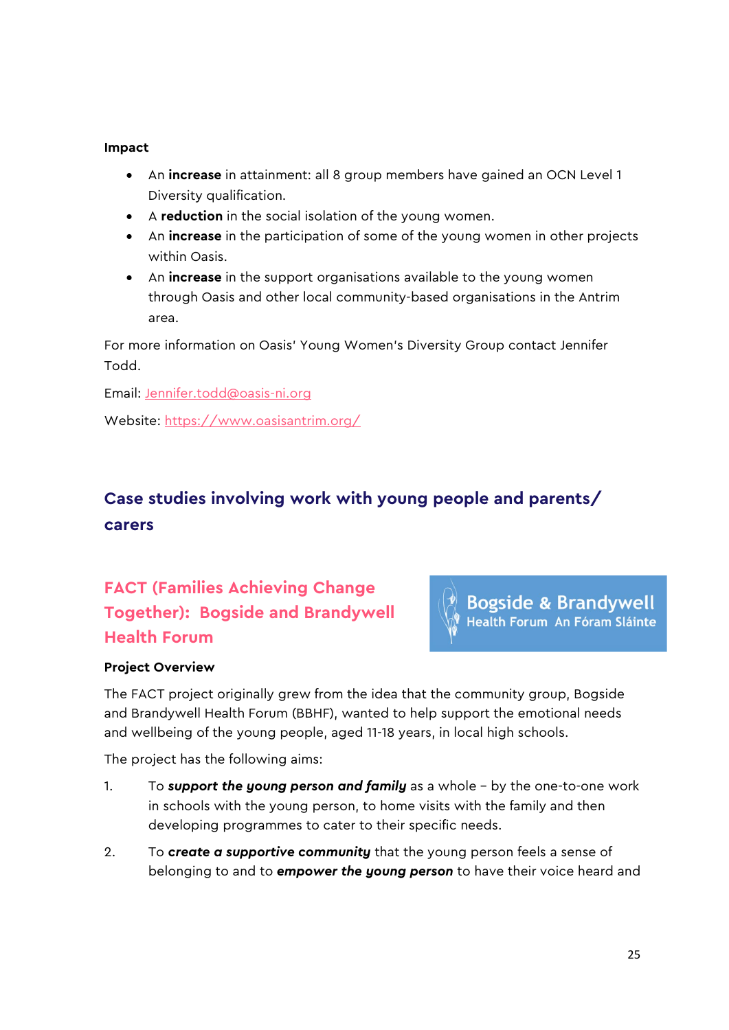**Impact**

- An **increase** in attainment: all 8 group members have gained an OCN Level 1 Diversity qualification.
- A **reduction** in the social isolation of the young women.
- An **increase** in the participation of some of the young women in other projects within Oasis.
- An **increase** in the support organisations available to the young women through Oasis and other local community-based organisations in the Antrim area.

For more information on Oasis' Young Women's Diversity Group contact Jennifer Todd.

Email: Jennifer.todd@oasis-ni.org

Website: https://www.oasisantrim.org/

## Case studies involving work with young people and parents/ carers

### FACT (Families Achieving Change Together): Bogside and Brandywell Health Forum

Bogside & Brandywell Health Forum An Fóram Sláinte

**Project Overview**

The FACT project originally grew from the idea that the community group, Bogside and Brandywell Health Forum (BBHF), wanted to help support the emotional needs and wellbeing of the young people, aged 11-18 years, in local high schools.

The project has the following aims:

1. To ***support the young person and family*** as a whole – by the one-to-one work in schools with the young person, to home visits with the family and then developing programmes to cater to their specific needs.
2. To ***create a supportive community*** that the young person feels a sense of belonging to and to ***empower the young person*** to have their voice heard and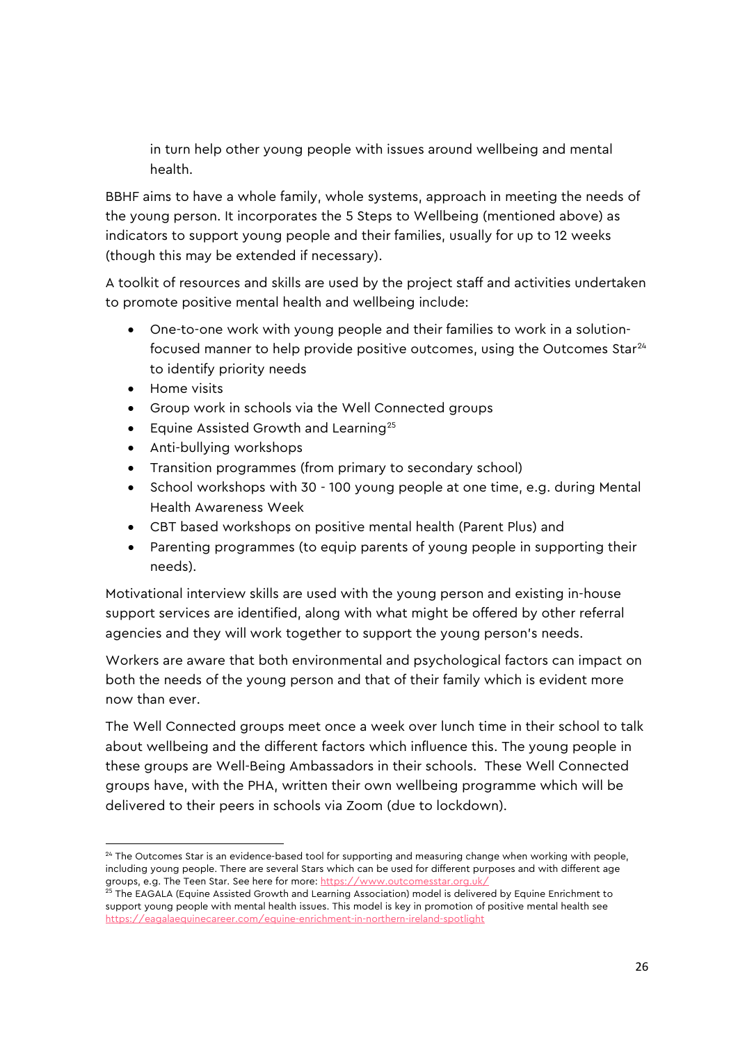in turn help other young people with issues around wellbeing and mental health.

BBHF aims to have a whole family, whole systems, approach in meeting the needs of the young person. It incorporates the 5 Steps to Wellbeing (mentioned above) as indicators to support young people and their families, usually for up to 12 weeks (though this may be extended if necessary).

A toolkit of resources and skills are used by the project staff and activities undertaken to promote positive mental health and wellbeing include:

- One-to-one work with young people and their families to work in a solution-focused manner to help provide positive outcomes, using the Outcomes Star[24] to identify priority needs
- Home visits
- Group work in schools via the Well Connected groups
- Equine Assisted Growth and Learning[25]
- Anti-bullying workshops
- Transition programmes (from primary to secondary school)
- School workshops with 30 - 100 young people at one time, e.g. during Mental Health Awareness Week
- CBT based workshops on positive mental health (Parent Plus) and
- Parenting programmes (to equip parents of young people in supporting their needs).

Motivational interview skills are used with the young person and existing in-house support services are identified, along with what might be offered by other referral agencies and they will work together to support the young person's needs.

Workers are aware that both environmental and psychological factors can impact on both the needs of the young person and that of their family which is evident more now than ever.

The Well Connected groups meet once a week over lunch time in their school to talk about wellbeing and the different factors which influence this. The young people in these groups are Well-Being Ambassadors in their schools. These Well Connected groups have, with the PHA, written their own wellbeing programme which will be delivered to their peers in schools via Zoom (due to lockdown).

[24] The Outcomes Star is an evidence-based tool for supporting and measuring change when working with people, including young people. There are several Stars which can be used for different purposes and with different age groups, e.g. The Teen Star. See here for more: https://www.outcomesstar.org.uk/

[25] The EAGALA (Equine Assisted Growth and Learning Association) model is delivered by Equine Enrichment to support young people with mental health issues. This model is key in promotion of positive mental health see https://eagalaequinecareer.com/equine-enrichment-in-northern-ireland-spotlight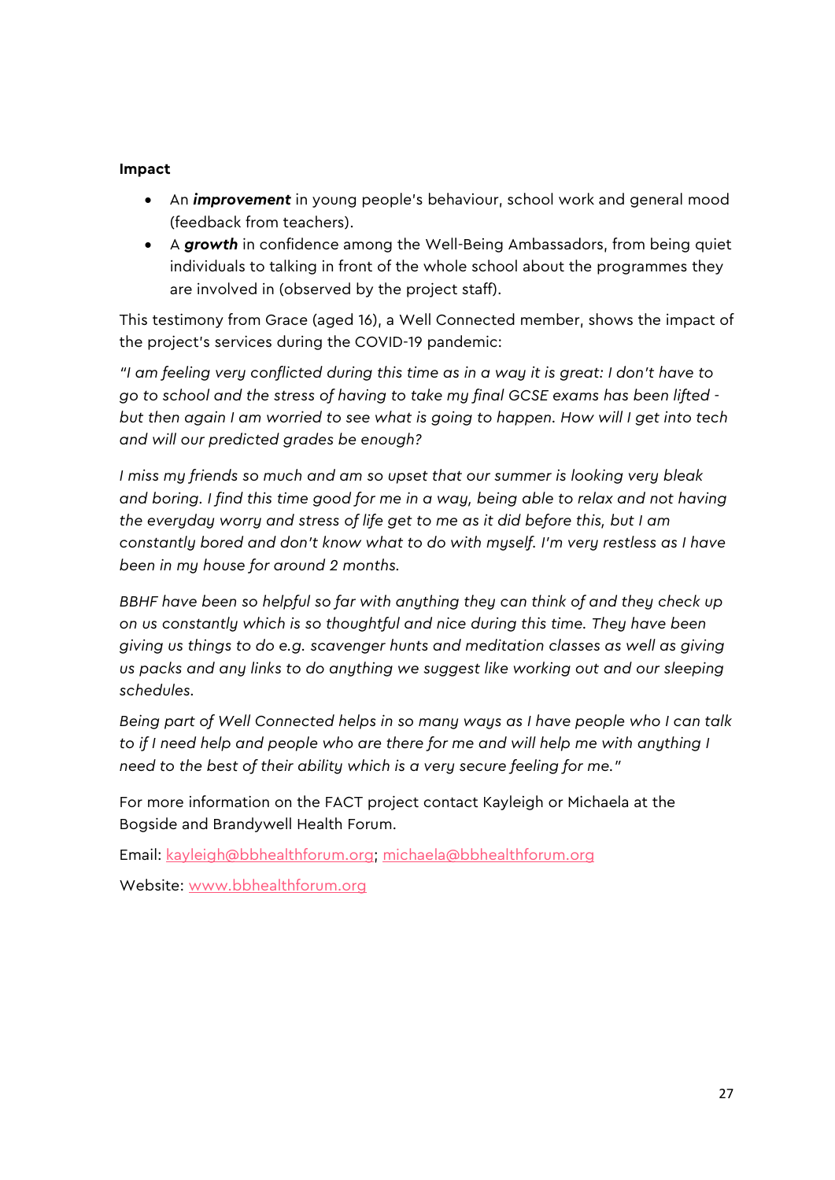**Impact**

- An ***improvement*** in young people's behaviour, school work and general mood (feedback from teachers).
- A ***growth*** in confidence among the Well-Being Ambassadors, from being quiet individuals to talking in front of the whole school about the programmes they are involved in (observed by the project staff).

This testimony from Grace (aged 16), a Well Connected member, shows the impact of the project's services during the COVID-19 pandemic:

*"I am feeling very conflicted during this time as in a way it is great: I don't have to go to school and the stress of having to take my final GCSE exams has been lifted - but then again I am worried to see what is going to happen. How will I get into tech and will our predicted grades be enough?*

*I miss my friends so much and am so upset that our summer is looking very bleak and boring. I find this time good for me in a way, being able to relax and not having the everyday worry and stress of life get to me as it did before this, but I am constantly bored and don't know what to do with myself. I'm very restless as I have been in my house for around 2 months.*

*BBHF have been so helpful so far with anything they can think of and they check up on us constantly which is so thoughtful and nice during this time. They have been giving us things to do e.g. scavenger hunts and meditation classes as well as giving us packs and any links to do anything we suggest like working out and our sleeping schedules.*

*Being part of Well Connected helps in so many ways as I have people who I can talk to if I need help and people who are there for me and will help me with anything I need to the best of their ability which is a very secure feeling for me."*

For more information on the FACT project contact Kayleigh or Michaela at the Bogside and Brandywell Health Forum.

Email: kayleigh@bbhealthforum.org; michaela@bbhealthforum.org

Website: www.bbhealthforum.org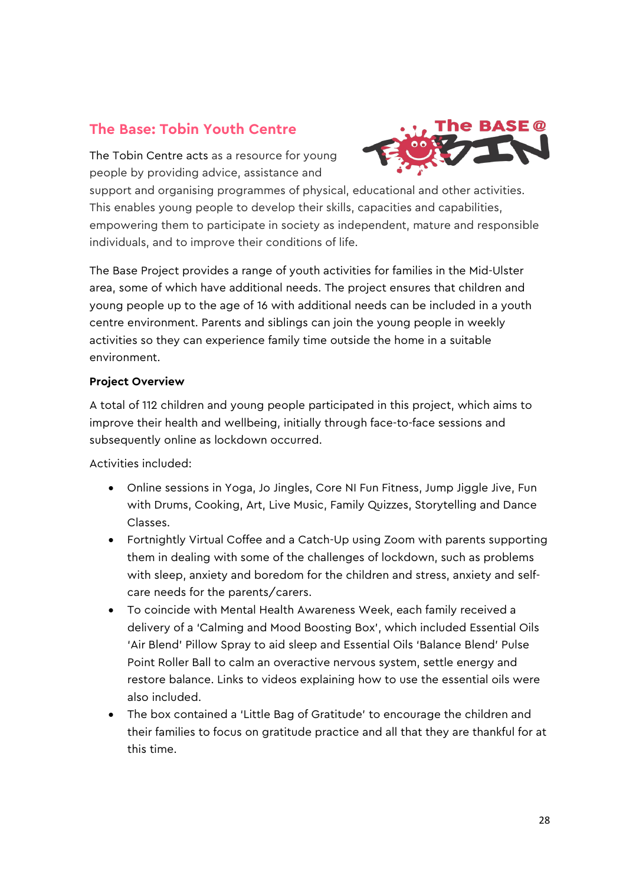## The Base: Tobin Youth Centre

The Tobin Centre acts as a resource for young people by providing advice, assistance and support and organising programmes of physical, educational and other activities. This enables young people to develop their skills, capacities and capabilities, empowering them to participate in society as independent, mature and responsible individuals, and to improve their conditions of life.

The Base Project provides a range of youth activities for families in the Mid-Ulster area, some of which have additional needs. The project ensures that children and young people up to the age of 16 with additional needs can be included in a youth centre environment. Parents and siblings can join the young people in weekly activities so they can experience family time outside the home in a suitable environment.

**Project Overview**

A total of 112 children and young people participated in this project, which aims to improve their health and wellbeing, initially through face-to-face sessions and subsequently online as lockdown occurred.

Activities included:

- Online sessions in Yoga, Jo Jingles, Core NI Fun Fitness, Jump Jiggle Jive, Fun with Drums, Cooking, Art, Live Music, Family Quizzes, Storytelling and Dance Classes.
- Fortnightly Virtual Coffee and a Catch-Up using Zoom with parents supporting them in dealing with some of the challenges of lockdown, such as problems with sleep, anxiety and boredom for the children and stress, anxiety and self-care needs for the parents/carers.
- To coincide with Mental Health Awareness Week, each family received a delivery of a 'Calming and Mood Boosting Box', which included Essential Oils 'Air Blend' Pillow Spray to aid sleep and Essential Oils 'Balance Blend' Pulse Point Roller Ball to calm an overactive nervous system, settle energy and restore balance. Links to videos explaining how to use the essential oils were also included.
- The box contained a 'Little Bag of Gratitude' to encourage the children and their families to focus on gratitude practice and all that they are thankful for at this time.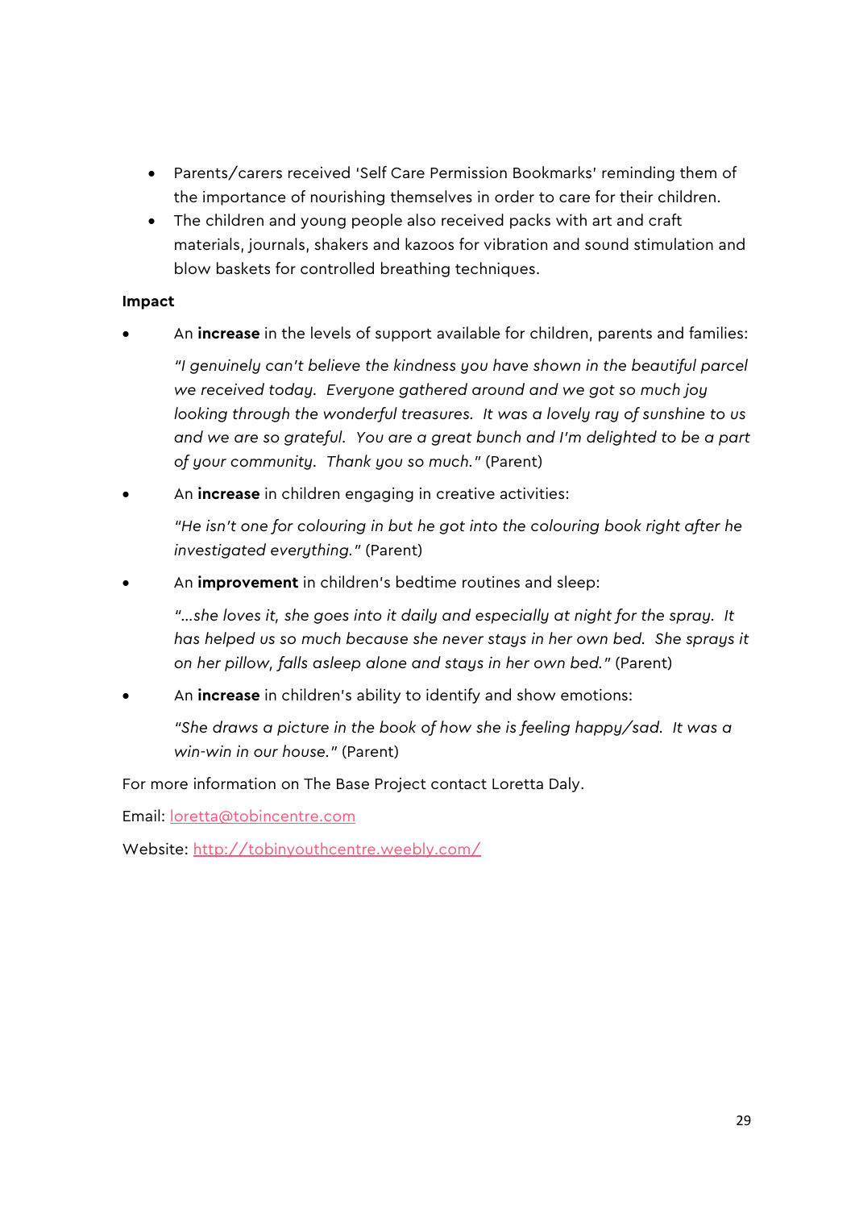- Parents/carers received 'Self Care Permission Bookmarks' reminding them of the importance of nourishing themselves in order to care for their children.
- The children and young people also received packs with art and craft materials, journals, shakers and kazoos for vibration and sound stimulation and blow baskets for controlled breathing techniques.

**Impact**

- An **increase** in the levels of support available for children, parents and families:

  *"I genuinely can't believe the kindness you have shown in the beautiful parcel we received today. Everyone gathered around and we got so much joy looking through the wonderful treasures. It was a lovely ray of sunshine to us and we are so grateful. You are a great bunch and I'm delighted to be a part of your community. Thank you so much."* (Parent)

- An **increase** in children engaging in creative activities:

  *"He isn't one for colouring in but he got into the colouring book right after he investigated everything."* (Parent)

- An **improvement** in children's bedtime routines and sleep:

  *"…she loves it, she goes into it daily and especially at night for the spray. It has helped us so much because she never stays in her own bed. She sprays it on her pillow, falls asleep alone and stays in her own bed."* (Parent)

- An **increase** in children's ability to identify and show emotions:

  *"She draws a picture in the book of how she is feeling happy/sad. It was a win-win in our house."* (Parent)

For more information on The Base Project contact Loretta Daly.

Email: [loretta@tobincentre.com](mailto:loretta@tobincentre.com)

Website: [http://tobinyouthcentre.weebly.com/](http://tobinyouthcentre.weebly.com/)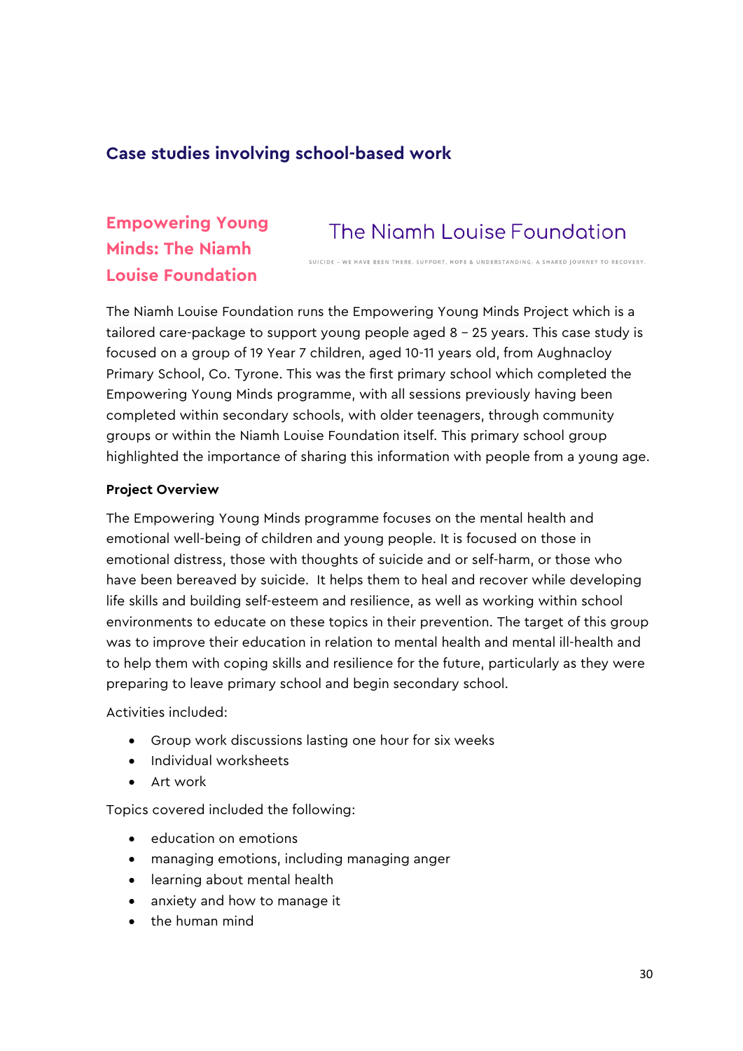## Case studies involving school-based work

### Empowering Young Minds: The Niamh Louise Foundation

The Niamh Louise Foundation

SUICIDE - WE HAVE BEEN THERE. SUPPORT, HOPE & UNDERSTANDING. A SHARED JOURNEY TO RECOVERY.

The Niamh Louise Foundation runs the Empowering Young Minds Project which is a tailored care-package to support young people aged 8 – 25 years. This case study is focused on a group of 19 Year 7 children, aged 10-11 years old, from Aughnacloy Primary School, Co. Tyrone. This was the first primary school which completed the Empowering Young Minds programme, with all sessions previously having been completed within secondary schools, with older teenagers, through community groups or within the Niamh Louise Foundation itself. This primary school group highlighted the importance of sharing this information with people from a young age.

**Project Overview**

The Empowering Young Minds programme focuses on the mental health and emotional well-being of children and young people. It is focused on those in emotional distress, those with thoughts of suicide and or self-harm, or those who have been bereaved by suicide. It helps them to heal and recover while developing life skills and building self-esteem and resilience, as well as working within school environments to educate on these topics in their prevention. The target of this group was to improve their education in relation to mental health and mental ill-health and to help them with coping skills and resilience for the future, particularly as they were preparing to leave primary school and begin secondary school.

Activities included:

- Group work discussions lasting one hour for six weeks
- Individual worksheets
- Art work

Topics covered included the following:

- education on emotions
- managing emotions, including managing anger
- learning about mental health
- anxiety and how to manage it
- the human mind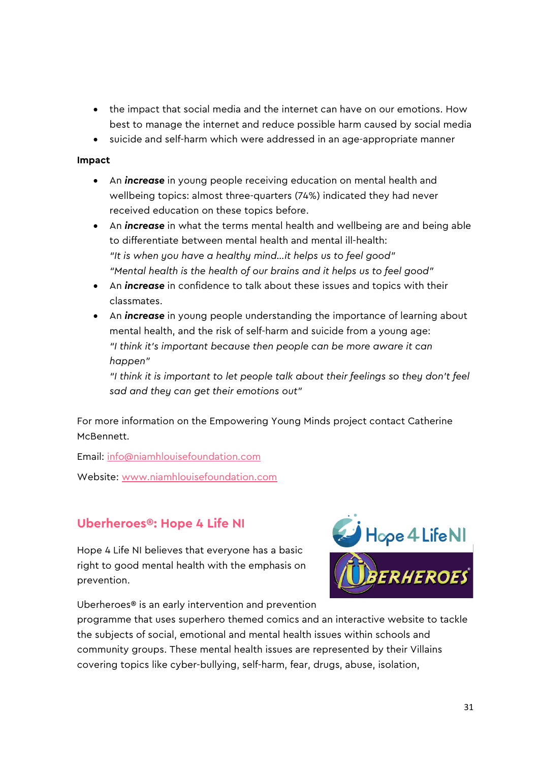- the impact that social media and the internet can have on our emotions. How best to manage the internet and reduce possible harm caused by social media
- suicide and self-harm which were addressed in an age-appropriate manner

**Impact**

- An ***increase*** in young people receiving education on mental health and wellbeing topics: almost three-quarters (74%) indicated they had never received education on these topics before.
- An ***increase*** in what the terms mental health and wellbeing are and being able to differentiate between mental health and mental ill-health:
  *"It is when you have a healthy mind…it helps us to feel good"*
  *"Mental health is the health of our brains and it helps us to feel good"*
- An ***increase*** in confidence to talk about these issues and topics with their classmates.
- An ***increase*** in young people understanding the importance of learning about mental health, and the risk of self-harm and suicide from a young age:
  *"I think it's important because then people can be more aware it can happen"*
  *"I think it is important to let people talk about their feelings so they don't feel sad and they can get their emotions out"*

For more information on the Empowering Young Minds project contact Catherine McBennett.

Email: info@niamhlouisefoundation.com

Website: www.niamhlouisefoundation.com

## Uberheroes®: Hope 4 Life NI

Hope 4 Life NI believes that everyone has a basic right to good mental health with the emphasis on prevention.

Uberheroes® is an early intervention and prevention programme that uses superhero themed comics and an interactive website to tackle the subjects of social, emotional and mental health issues within schools and community groups. These mental health issues are represented by their Villains covering topics like cyber-bullying, self-harm, fear, drugs, abuse, isolation,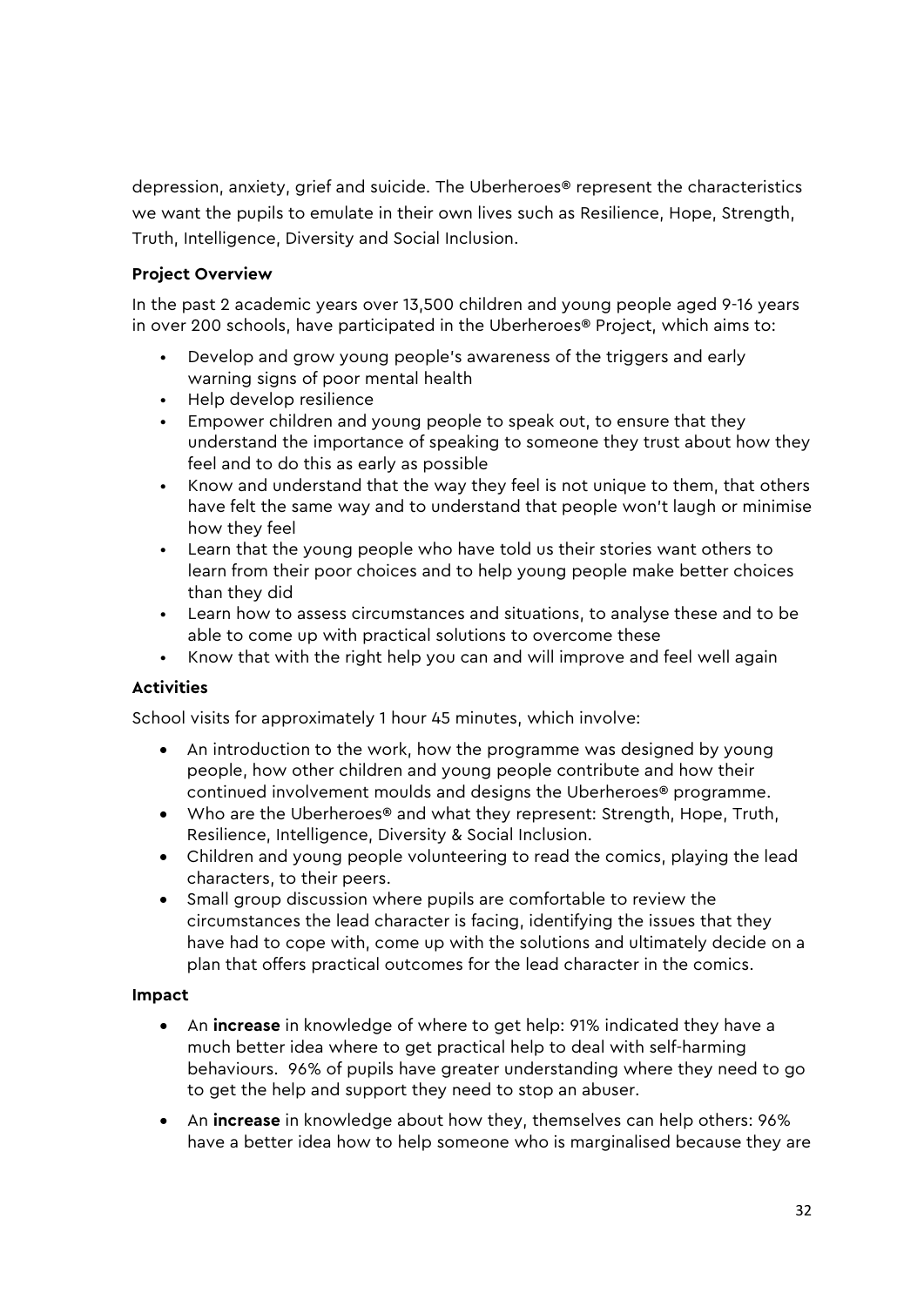depression, anxiety, grief and suicide. The Uberheroes® represent the characteristics we want the pupils to emulate in their own lives such as Resilience, Hope, Strength, Truth, Intelligence, Diversity and Social Inclusion.

**Project Overview**

In the past 2 academic years over 13,500 children and young people aged 9-16 years in over 200 schools, have participated in the Uberheroes® Project, which aims to:

- Develop and grow young people's awareness of the triggers and early warning signs of poor mental health
- Help develop resilience
- Empower children and young people to speak out, to ensure that they understand the importance of speaking to someone they trust about how they feel and to do this as early as possible
- Know and understand that the way they feel is not unique to them, that others have felt the same way and to understand that people won't laugh or minimise how they feel
- Learn that the young people who have told us their stories want others to learn from their poor choices and to help young people make better choices than they did
- Learn how to assess circumstances and situations, to analyse these and to be able to come up with practical solutions to overcome these
- Know that with the right help you can and will improve and feel well again

**Activities**

School visits for approximately 1 hour 45 minutes, which involve:

- An introduction to the work, how the programme was designed by young people, how other children and young people contribute and how their continued involvement moulds and designs the Uberheroes® programme.
- Who are the Uberheroes® and what they represent: Strength, Hope, Truth, Resilience, Intelligence, Diversity & Social Inclusion.
- Children and young people volunteering to read the comics, playing the lead characters, to their peers.
- Small group discussion where pupils are comfortable to review the circumstances the lead character is facing, identifying the issues that they have had to cope with, come up with the solutions and ultimately decide on a plan that offers practical outcomes for the lead character in the comics.

**Impact**

- An **increase** in knowledge of where to get help: 91% indicated they have a much better idea where to get practical help to deal with self-harming behaviours. 96% of pupils have greater understanding where they need to go to get the help and support they need to stop an abuser.
- An **increase** in knowledge about how they, themselves can help others: 96% have a better idea how to help someone who is marginalised because they are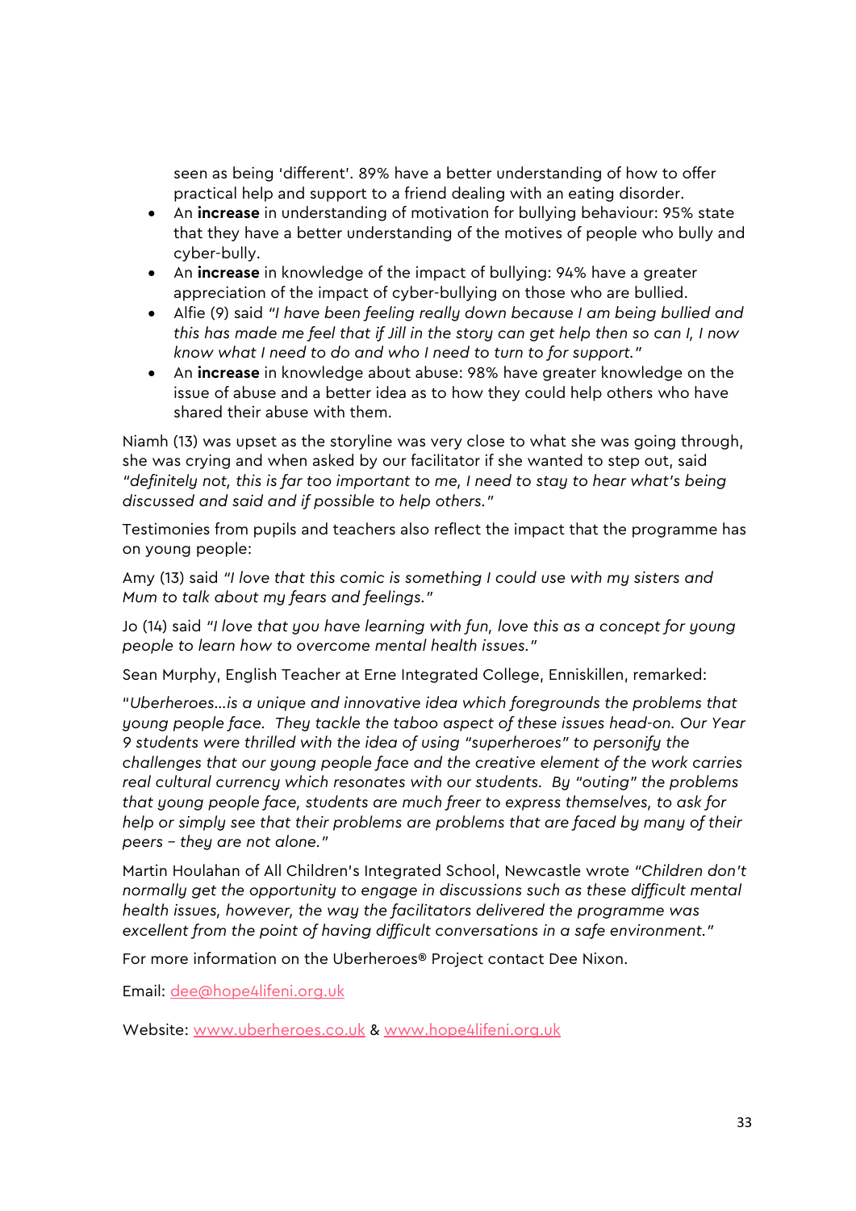seen as being 'different'. 89% have a better understanding of how to offer practical help and support to a friend dealing with an eating disorder.

- An **increase** in understanding of motivation for bullying behaviour: 95% state that they have a better understanding of the motives of people who bully and cyber-bully.
- An **increase** in knowledge of the impact of bullying: 94% have a greater appreciation of the impact of cyber-bullying on those who are bullied.
- Alfie (9) said *"I have been feeling really down because I am being bullied and this has made me feel that if Jill in the story can get help then so can I, I now know what I need to do and who I need to turn to for support."*
- An **increase** in knowledge about abuse: 98% have greater knowledge on the issue of abuse and a better idea as to how they could help others who have shared their abuse with them.

Niamh (13) was upset as the storyline was very close to what she was going through, she was crying and when asked by our facilitator if she wanted to step out, said *"definitely not, this is far too important to me, I need to stay to hear what's being discussed and said and if possible to help others."*

Testimonies from pupils and teachers also reflect the impact that the programme has on young people:

Amy (13) said *"I love that this comic is something I could use with my sisters and Mum to talk about my fears and feelings."*

Jo (14) said *"I love that you have learning with fun, love this as a concept for young people to learn how to overcome mental health issues."*

Sean Murphy, English Teacher at Erne Integrated College, Enniskillen, remarked:

*"Uberheroes…is a unique and innovative idea which foregrounds the problems that young people face. They tackle the taboo aspect of these issues head-on. Our Year 9 students were thrilled with the idea of using "superheroes" to personify the challenges that our young people face and the creative element of the work carries real cultural currency which resonates with our students. By "outing" the problems that young people face, students are much freer to express themselves, to ask for help or simply see that their problems are problems that are faced by many of their peers – they are not alone."*

Martin Houlahan of All Children's Integrated School, Newcastle wrote *"Children don't normally get the opportunity to engage in discussions such as these difficult mental health issues, however, the way the facilitators delivered the programme was excellent from the point of having difficult conversations in a safe environment."*

For more information on the Uberheroes® Project contact Dee Nixon.

Email: dee@hope4lifeni.org.uk

Website: www.uberheroes.co.uk & www.hope4lifeni.org.uk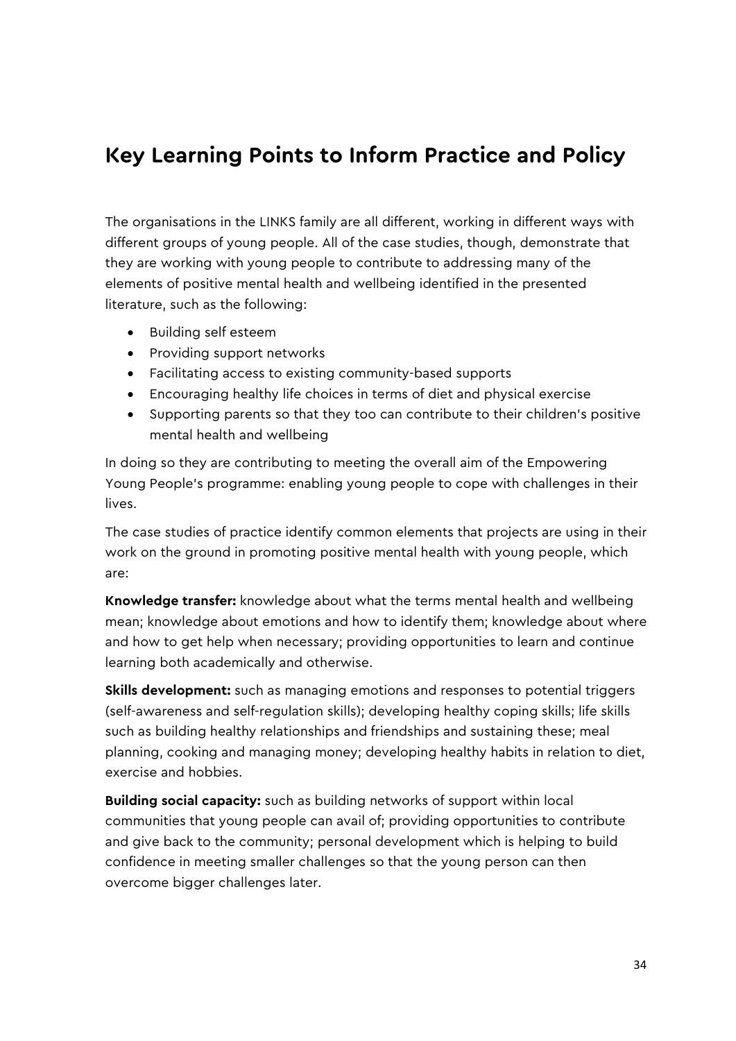## Key Learning Points to Inform Practice and Policy

The organisations in the LINKS family are all different, working in different ways with different groups of young people. All of the case studies, though, demonstrate that they are working with young people to contribute to addressing many of the elements of positive mental health and wellbeing identified in the presented literature, such as the following:

- Building self esteem
- Providing support networks
- Facilitating access to existing community-based supports
- Encouraging healthy life choices in terms of diet and physical exercise
- Supporting parents so that they too can contribute to their children's positive mental health and wellbeing

In doing so they are contributing to meeting the overall aim of the Empowering Young People's programme: enabling young people to cope with challenges in their lives.

The case studies of practice identify common elements that projects are using in their work on the ground in promoting positive mental health with young people, which are:

**Knowledge transfer:** knowledge about what the terms mental health and wellbeing mean; knowledge about emotions and how to identify them; knowledge about where and how to get help when necessary; providing opportunities to learn and continue learning both academically and otherwise.

**Skills development:** such as managing emotions and responses to potential triggers (self-awareness and self-regulation skills); developing healthy coping skills; life skills such as building healthy relationships and friendships and sustaining these; meal planning, cooking and managing money; developing healthy habits in relation to diet, exercise and hobbies.

**Building social capacity:** such as building networks of support within local communities that young people can avail of; providing opportunities to contribute and give back to the community; personal development which is helping to build confidence in meeting smaller challenges so that the young person can then overcome bigger challenges later.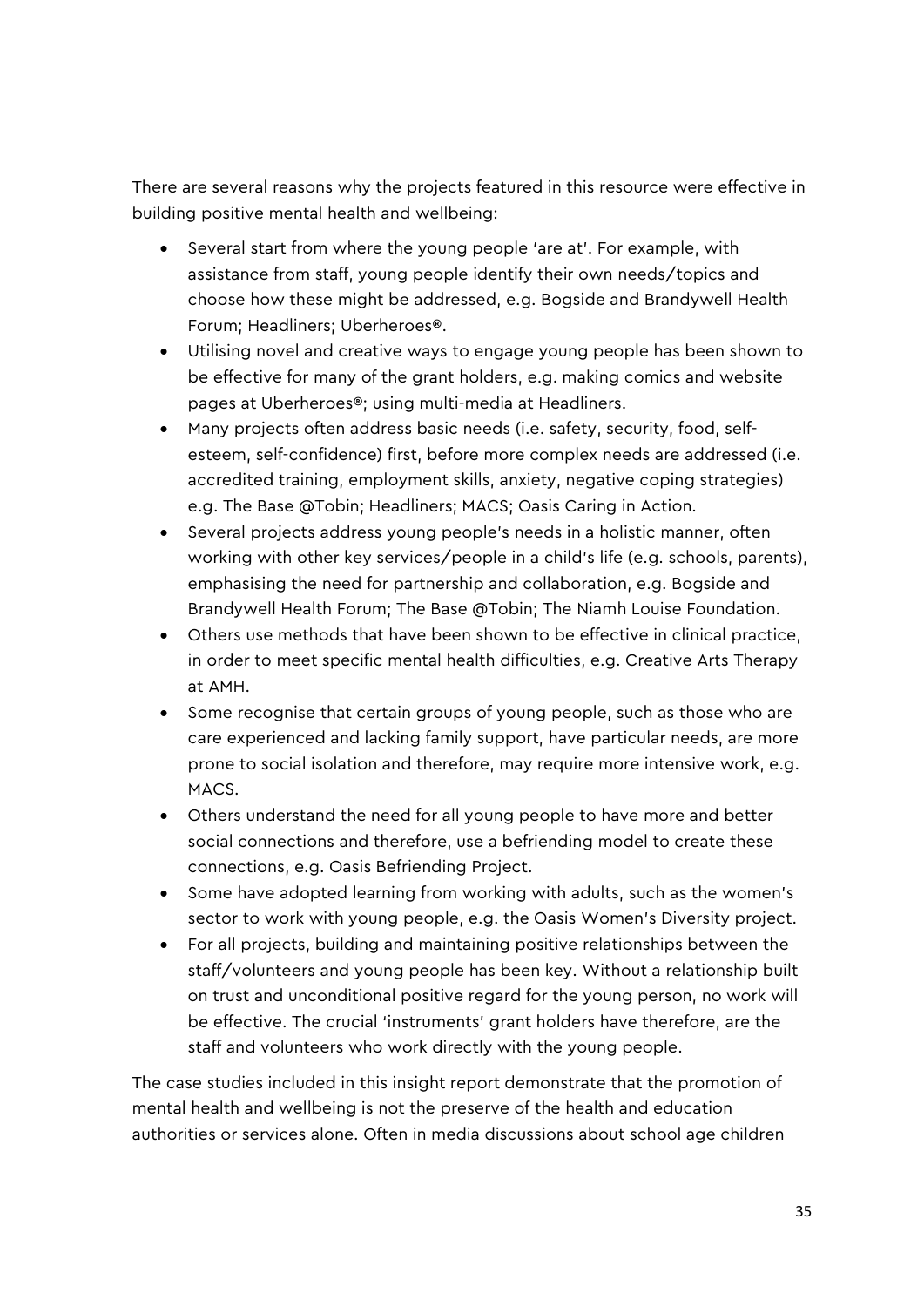There are several reasons why the projects featured in this resource were effective in building positive mental health and wellbeing:

- Several start from where the young people 'are at'. For example, with assistance from staff, young people identify their own needs/topics and choose how these might be addressed, e.g. Bogside and Brandywell Health Forum; Headliners; Uberheroes®.
- Utilising novel and creative ways to engage young people has been shown to be effective for many of the grant holders, e.g. making comics and website pages at Uberheroes®; using multi-media at Headliners.
- Many projects often address basic needs (i.e. safety, security, food, self-esteem, self-confidence) first, before more complex needs are addressed (i.e. accredited training, employment skills, anxiety, negative coping strategies) e.g. The Base @Tobin; Headliners; MACS; Oasis Caring in Action.
- Several projects address young people's needs in a holistic manner, often working with other key services/people in a child's life (e.g. schools, parents), emphasising the need for partnership and collaboration, e.g. Bogside and Brandywell Health Forum; The Base @Tobin; The Niamh Louise Foundation.
- Others use methods that have been shown to be effective in clinical practice, in order to meet specific mental health difficulties, e.g. Creative Arts Therapy at AMH.
- Some recognise that certain groups of young people, such as those who are care experienced and lacking family support, have particular needs, are more prone to social isolation and therefore, may require more intensive work, e.g. MACS.
- Others understand the need for all young people to have more and better social connections and therefore, use a befriending model to create these connections, e.g. Oasis Befriending Project.
- Some have adopted learning from working with adults, such as the women's sector to work with young people, e.g. the Oasis Women's Diversity project.
- For all projects, building and maintaining positive relationships between the staff/volunteers and young people has been key. Without a relationship built on trust and unconditional positive regard for the young person, no work will be effective. The crucial 'instruments' grant holders have therefore, are the staff and volunteers who work directly with the young people.

The case studies included in this insight report demonstrate that the promotion of mental health and wellbeing is not the preserve of the health and education authorities or services alone. Often in media discussions about school age children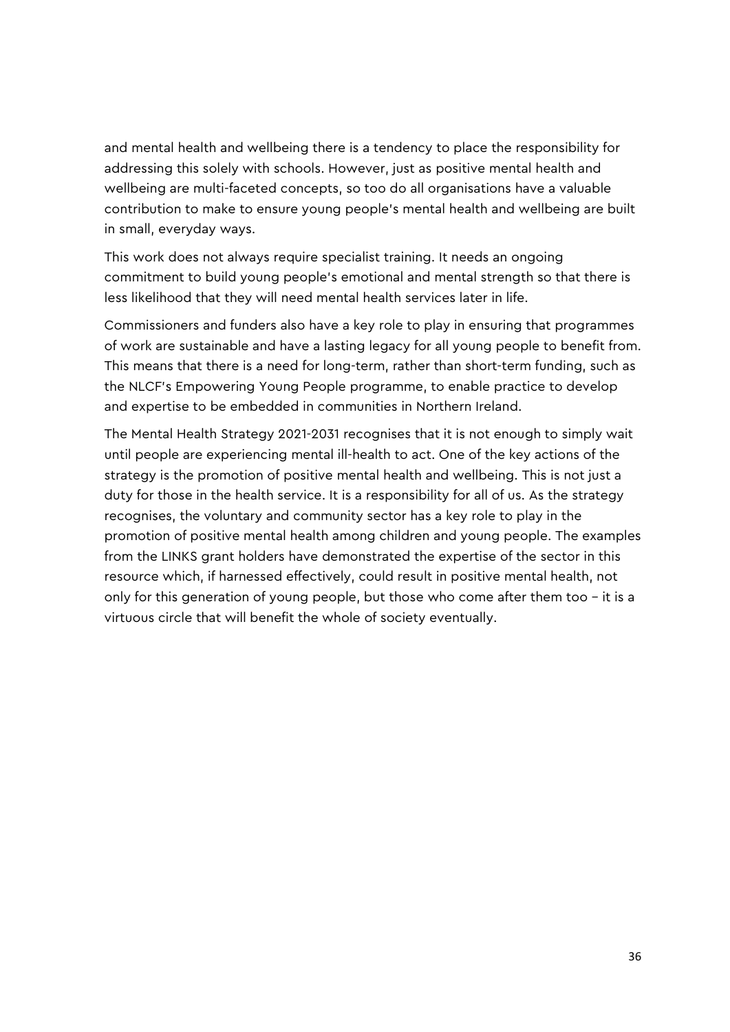and mental health and wellbeing there is a tendency to place the responsibility for addressing this solely with schools. However, just as positive mental health and wellbeing are multi-faceted concepts, so too do all organisations have a valuable contribution to make to ensure young people's mental health and wellbeing are built in small, everyday ways.

This work does not always require specialist training. It needs an ongoing commitment to build young people's emotional and mental strength so that there is less likelihood that they will need mental health services later in life.

Commissioners and funders also have a key role to play in ensuring that programmes of work are sustainable and have a lasting legacy for all young people to benefit from. This means that there is a need for long-term, rather than short-term funding, such as the NLCF's Empowering Young People programme, to enable practice to develop and expertise to be embedded in communities in Northern Ireland.

The Mental Health Strategy 2021-2031 recognises that it is not enough to simply wait until people are experiencing mental ill-health to act. One of the key actions of the strategy is the promotion of positive mental health and wellbeing. This is not just a duty for those in the health service. It is a responsibility for all of us. As the strategy recognises, the voluntary and community sector has a key role to play in the promotion of positive mental health among children and young people. The examples from the LINKS grant holders have demonstrated the expertise of the sector in this resource which, if harnessed effectively, could result in positive mental health, not only for this generation of young people, but those who come after them too – it is a virtuous circle that will benefit the whole of society eventually.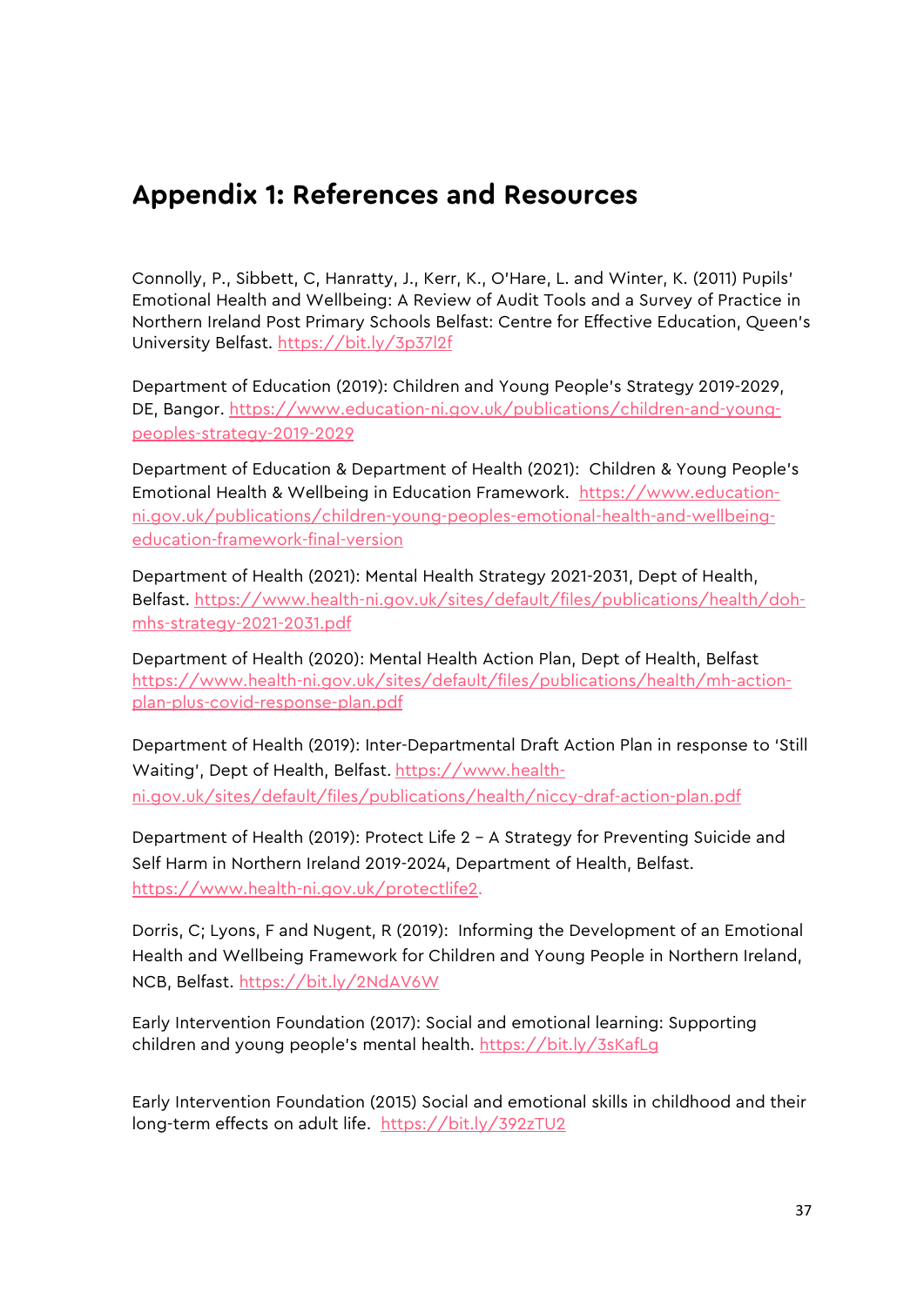# Appendix 1: References and Resources

Connolly, P., Sibbett, C, Hanratty, J., Kerr, K., O'Hare, L. and Winter, K. (2011) Pupils' Emotional Health and Wellbeing: A Review of Audit Tools and a Survey of Practice in Northern Ireland Post Primary Schools Belfast: Centre for Effective Education, Queen's University Belfast. https://bit.ly/3p37l2f

Department of Education (2019): Children and Young People's Strategy 2019-2029, DE, Bangor. https://www.education-ni.gov.uk/publications/children-and-young-peoples-strategy-2019-2029

Department of Education & Department of Health (2021): Children & Young People's Emotional Health & Wellbeing in Education Framework. https://www.education-ni.gov.uk/publications/children-young-peoples-emotional-health-and-wellbeing-education-framework-final-version

Department of Health (2021): Mental Health Strategy 2021-2031, Dept of Health, Belfast. https://www.health-ni.gov.uk/sites/default/files/publications/health/doh-mhs-strategy-2021-2031.pdf

Department of Health (2020): Mental Health Action Plan, Dept of Health, Belfast https://www.health-ni.gov.uk/sites/default/files/publications/health/mh-action-plan-plus-covid-response-plan.pdf

Department of Health (2019): Inter-Departmental Draft Action Plan in response to 'Still Waiting', Dept of Health, Belfast. https://www.health-ni.gov.uk/sites/default/files/publications/health/niccy-draf-action-plan.pdf

Department of Health (2019): Protect Life 2 – A Strategy for Preventing Suicide and Self Harm in Northern Ireland 2019-2024, Department of Health, Belfast. https://www.health-ni.gov.uk/protectlife2.

Dorris, C; Lyons, F and Nugent, R (2019): Informing the Development of an Emotional Health and Wellbeing Framework for Children and Young People in Northern Ireland, NCB, Belfast. https://bit.ly/2NdAV6W

Early Intervention Foundation (2017): Social and emotional learning: Supporting children and young people's mental health. https://bit.ly/3sKafLg

Early Intervention Foundation (2015) Social and emotional skills in childhood and their long-term effects on adult life. https://bit.ly/392zTU2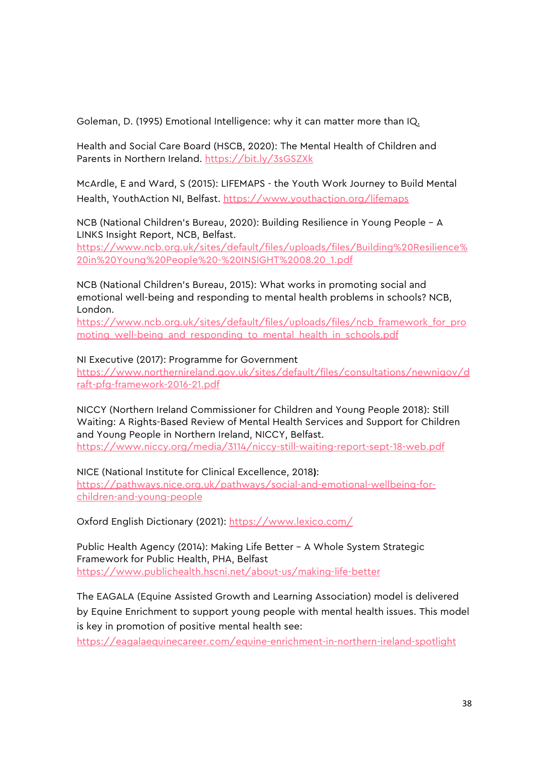Goleman, D. (1995) Emotional Intelligence: why it can matter more than IQ.

Health and Social Care Board (HSCB, 2020): The Mental Health of Children and Parents in Northern Ireland. https://bit.ly/3sGSZXk

McArdle, E and Ward, S (2015): LIFEMAPS - the Youth Work Journey to Build Mental Health, YouthAction NI, Belfast. https://www.youthaction.org/lifemaps

NCB (National Children's Bureau, 2020): Building Resilience in Young People – A LINKS Insight Report, NCB, Belfast.
https://www.ncb.org.uk/sites/default/files/uploads/files/Building%20Resilience%20in%20Young%20People%20-%20INSIGHT%2008.20_1.pdf

NCB (National Children's Bureau, 2015): What works in promoting social and emotional well-being and responding to mental health problems in schools? NCB, London.
https://www.ncb.org.uk/sites/default/files/uploads/files/ncb_framework_for_promoting_well-being_and_responding_to_mental_health_in_schools.pdf

NI Executive (2017): Programme for Government
https://www.northernireland.gov.uk/sites/default/files/consultations/newnigov/draft-pfg-framework-2016-21.pdf

NICCY (Northern Ireland Commissioner for Children and Young People 2018): Still Waiting: A Rights-Based Review of Mental Health Services and Support for Children and Young People in Northern Ireland, NICCY, Belfast.
https://www.niccy.org/media/3114/niccy-still-waiting-report-sept-18-web.pdf

NICE (National Institute for Clinical Excellence, 2018**)**:
https://pathways.nice.org.uk/pathways/social-and-emotional-wellbeing-for-children-and-young-people

Oxford English Dictionary (2021): https://www.lexico.com/

Public Health Agency (2014): Making Life Better – A Whole System Strategic Framework for Public Health, PHA, Belfast
https://www.publichealth.hscni.net/about-us/making-life-better

The EAGALA (Equine Assisted Growth and Learning Association) model is delivered by Equine Enrichment to support young people with mental health issues. This model is key in promotion of positive mental health see:
https://eagalaequinecareer.com/equine-enrichment-in-northern-ireland-spotlight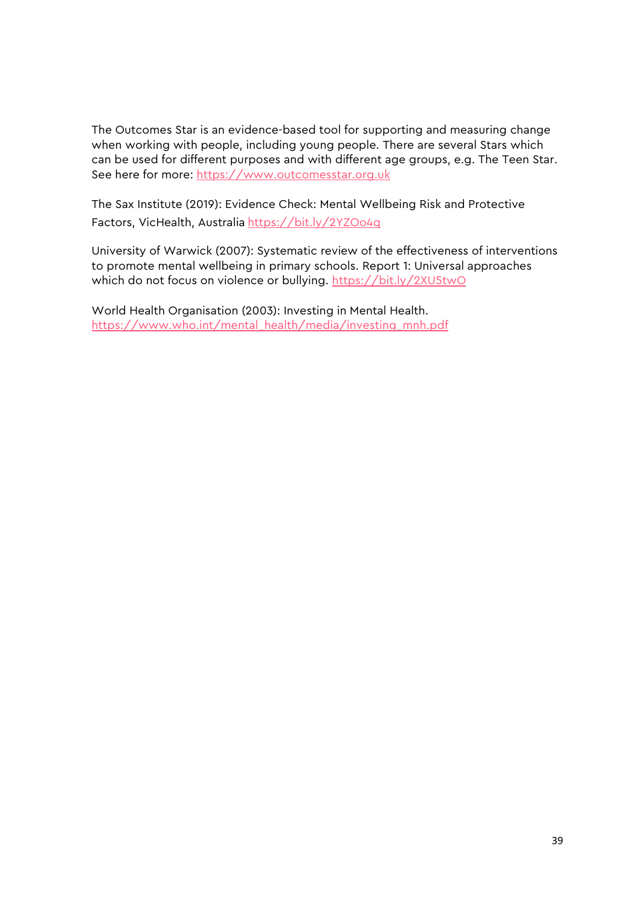The Outcomes Star is an evidence-based tool for supporting and measuring change when working with people, including young people. There are several Stars which can be used for different purposes and with different age groups, e.g. The Teen Star. See here for more: https://www.outcomesstar.org.uk

The Sax Institute (2019): Evidence Check: Mental Wellbeing Risk and Protective Factors, VicHealth, Australia https://bit.ly/2YZOo4q

University of Warwick (2007): Systematic review of the effectiveness of interventions to promote mental wellbeing in primary schools. Report 1: Universal approaches which do not focus on violence or bullying. https://bit.ly/2XU5twO

World Health Organisation (2003): Investing in Mental Health. https://www.who.int/mental_health/media/investing_mnh.pdf